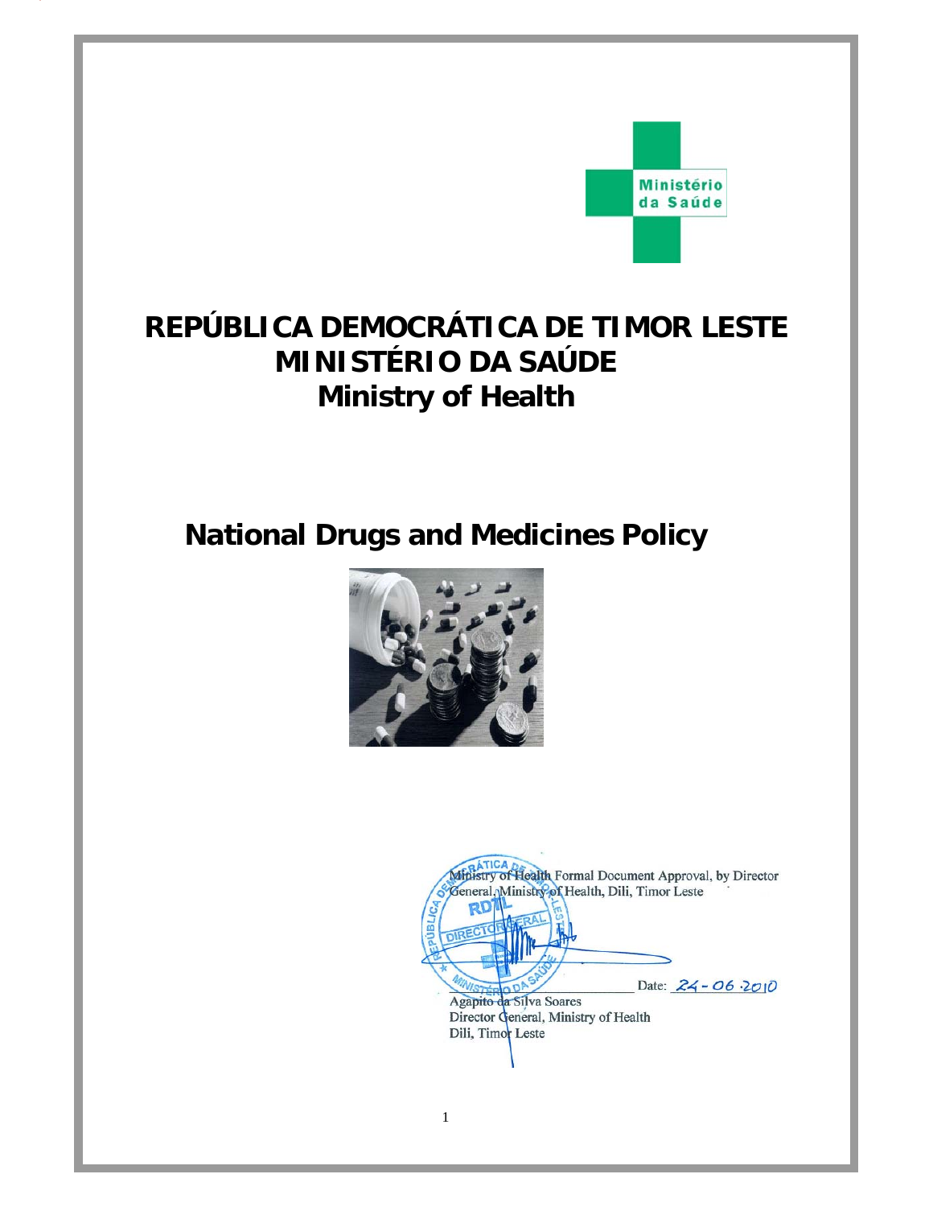Ministério da Saúde

# REPÚBLICA DEMOCRÁTICA DE TIMOR LESTE
# MINISTÉRIO DA SAÚDE
# Ministry of Health

# National Drugs and Medicines Policy

Ministry of Health Formal Document Approval, by Director General, Ministry of Health, Dili, Timor Leste

Date: 24-06-2010

Agapito da Silva Soares
Director General, Ministry of Health
Dili, Timor Leste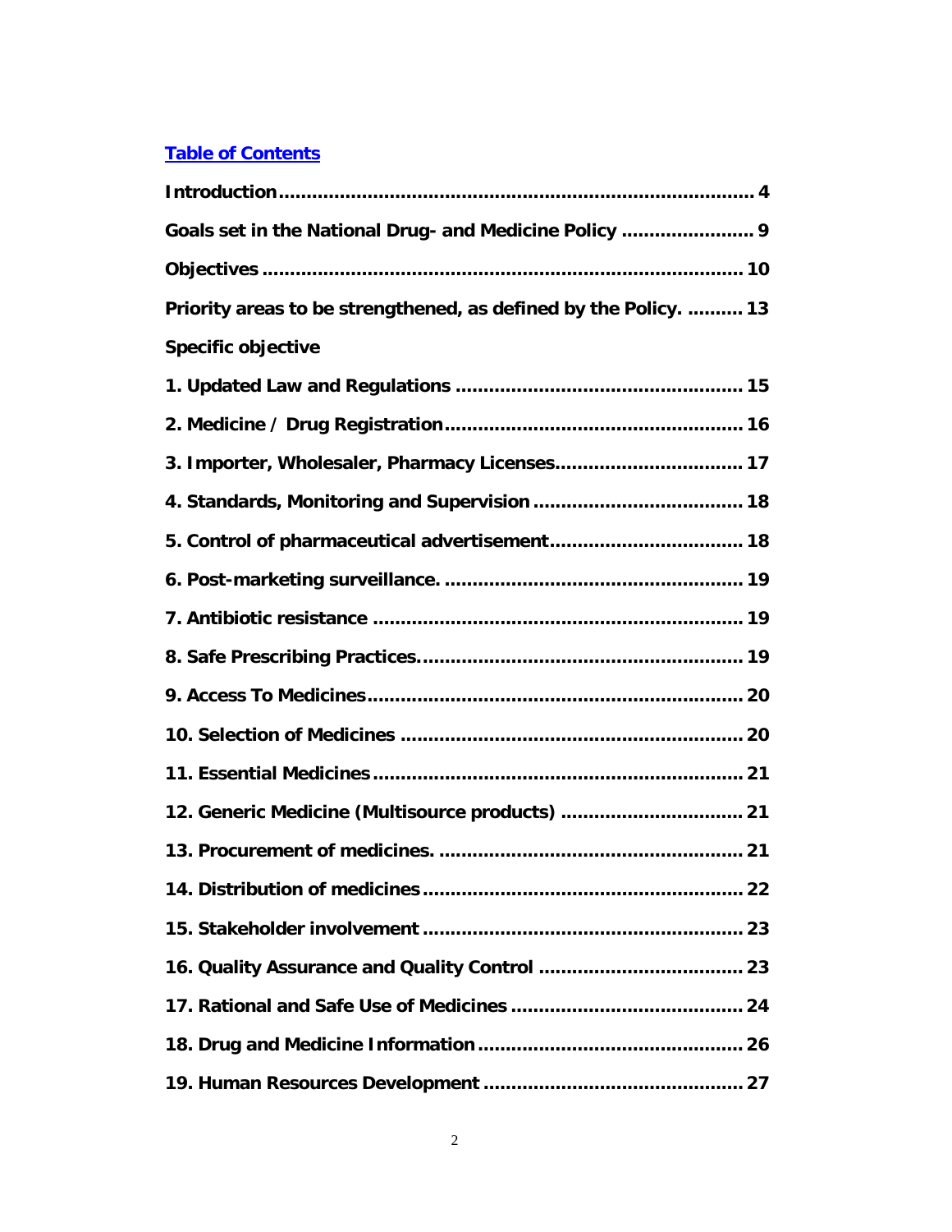## Table of Contents

**Introduction ........................................................................................ 4**

**Goals set in the National Drug- and Medicine Policy ....................... 9**

**Objectives ......................................................................................... 10**

**Priority areas to be strengthened, as defined by the Policy. .......... 13**

**Specific objective**

**1. Updated Law and Regulations .................................................. 15**

**2. Medicine / Drug Registration ..................................................... 16**

**3. Importer, Wholesaler, Pharmacy Licenses................................. 17**

**4. Standards, Monitoring and Supervision ..................................... 18**

**5. Control of pharmaceutical advertisement.................................. 18**

**6. Post-marketing surveillance. ...................................................... 19**

**7. Antibiotic resistance .................................................................. 19**

**8. Safe Prescribing Practices.......................................................... 19**

**9. Access To Medicines................................................................... 20**

**10. Selection of Medicines ............................................................. 20**

**11. Essential Medicines.................................................................. 21**

**12. Generic Medicine (Multisource products) ................................. 21**

**13. Procurement of medicines. ....................................................... 21**

**14. Distribution of medicines.......................................................... 22**

**15. Stakeholder involvement .......................................................... 23**

**16. Quality Assurance and Quality Control ..................................... 23**

**17. Rational and Safe Use of Medicines .......................................... 24**

**18. Drug and Medicine Information ................................................ 26**

**19. Human Resources Development ............................................... 27**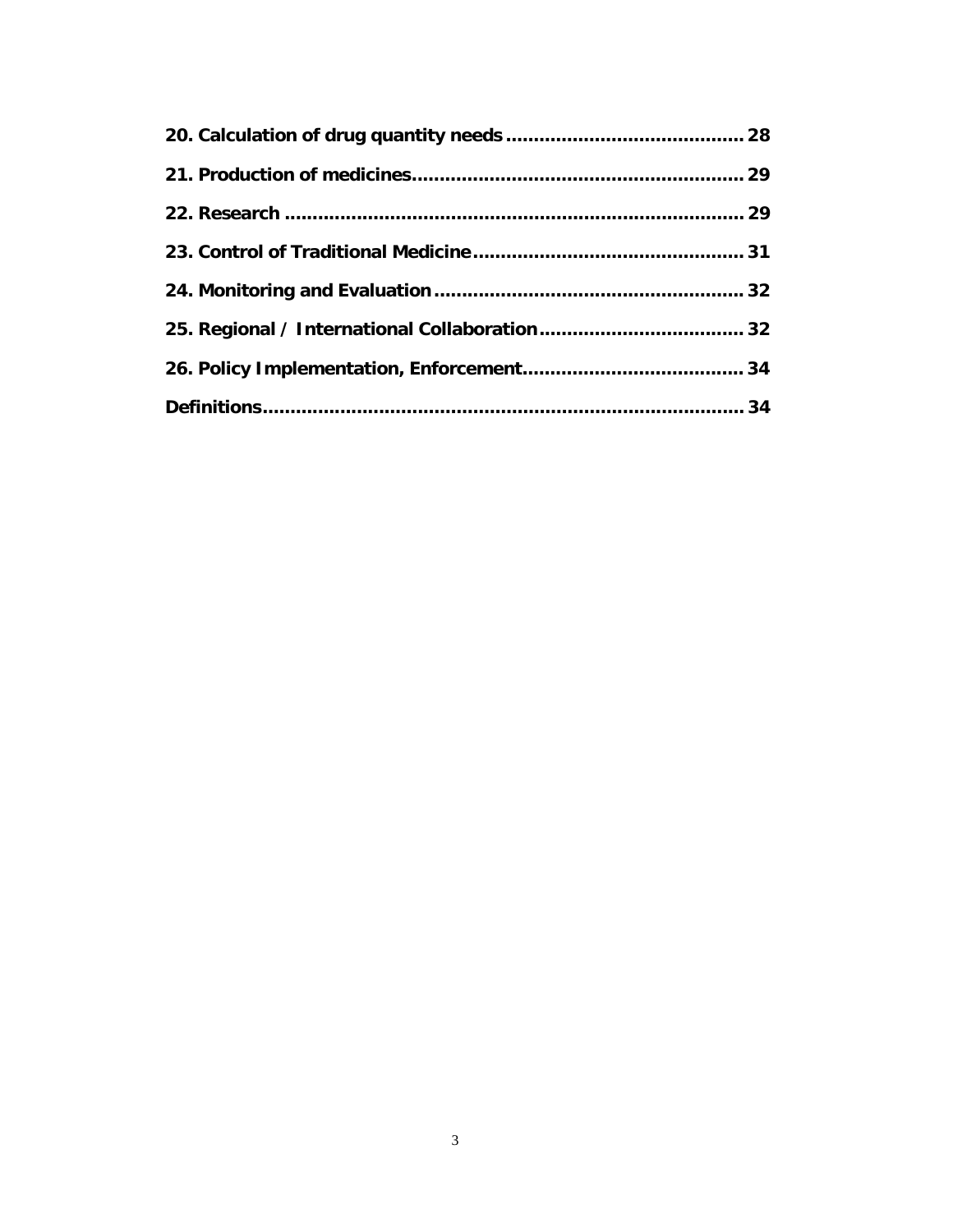**20. Calculation of drug quantity needs .......................................... 28**

**21. Production of medicines.......................................................... 29**

**22. Research ................................................................................. 29**

**23. Control of Traditional Medicine................................................ 31**

**24. Monitoring and Evaluation ...................................................... 32**

**25. Regional / International Collaboration.................................... 32**

**26. Policy Implementation, Enforcement....................................... 34**

**Definitions..................................................................................... 34**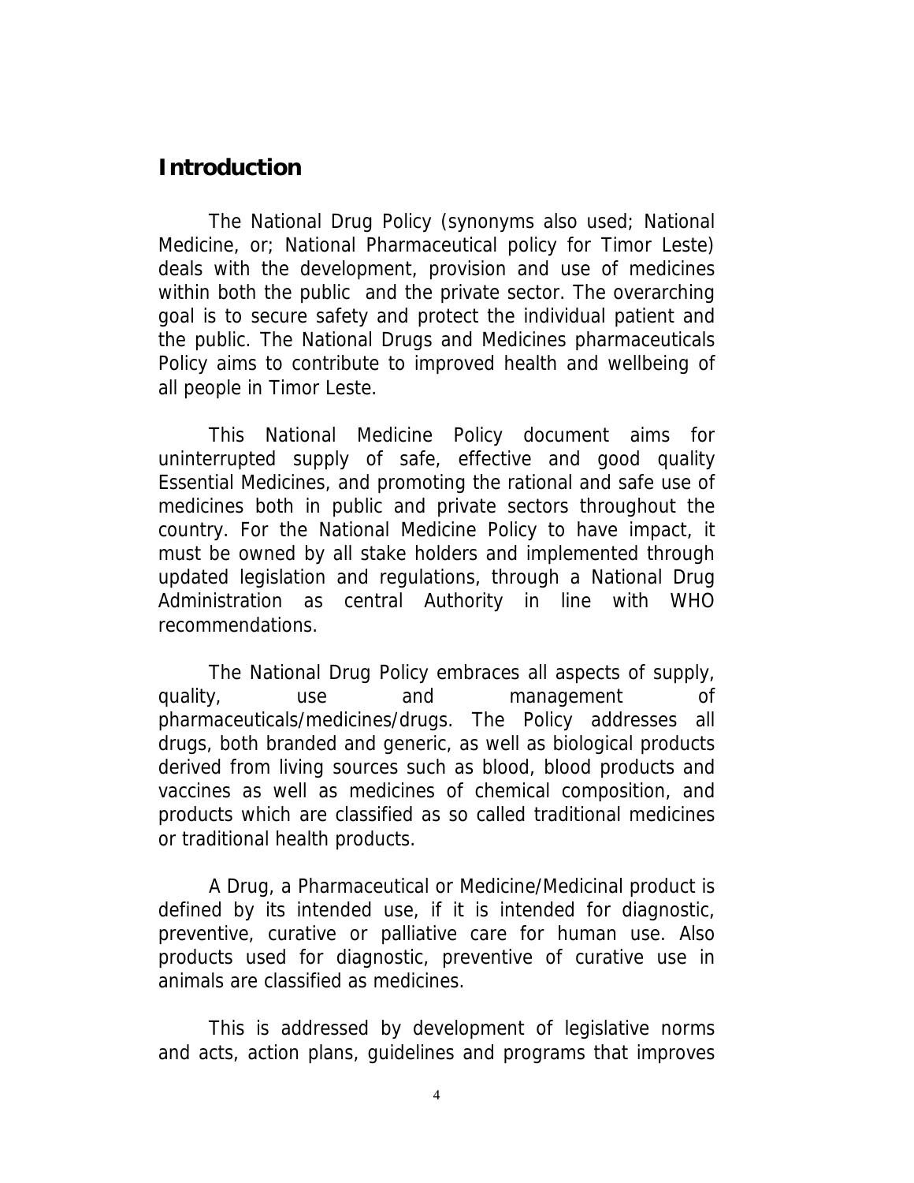## Introduction

The National Drug Policy (synonyms also used; National Medicine, or; National Pharmaceutical policy for Timor Leste) deals with the development, provision and use of medicines within both the public and the private sector. The overarching goal is to secure safety and protect the individual patient and the public. The National Drugs and Medicines pharmaceuticals Policy aims to contribute to improved health and wellbeing of all people in Timor Leste.

This National Medicine Policy document aims for uninterrupted supply of safe, effective and good quality Essential Medicines, and promoting the rational and safe use of medicines both in public and private sectors throughout the country. For the National Medicine Policy to have impact, it must be owned by all stake holders and implemented through updated legislation and regulations, through a National Drug Administration as central Authority in line with WHO recommendations.

The National Drug Policy embraces all aspects of supply, quality, use and management of pharmaceuticals/medicines/drugs. The Policy addresses all drugs, both branded and generic, as well as biological products derived from living sources such as blood, blood products and vaccines as well as medicines of chemical composition, and products which are classified as so called traditional medicines or traditional health products.

A Drug, a Pharmaceutical or Medicine/Medicinal product is defined by its intended use, if it is intended for diagnostic, preventive, curative or palliative care for human use. Also products used for diagnostic, preventive of curative use in animals are classified as medicines.

This is addressed by development of legislative norms and acts, action plans, guidelines and programs that improves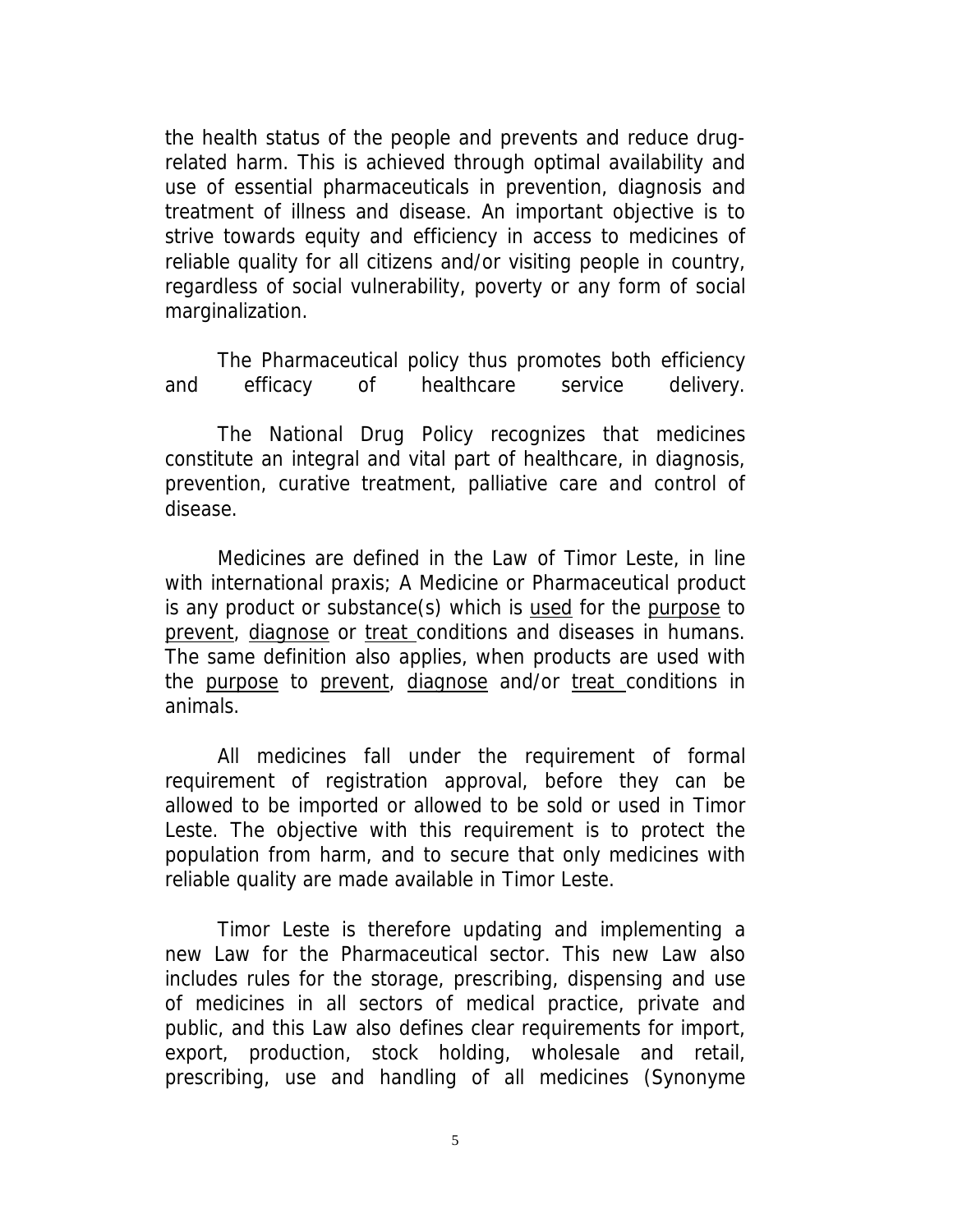the health status of the people and prevents and reduce drug-related harm. This is achieved through optimal availability and use of essential pharmaceuticals in prevention, diagnosis and treatment of illness and disease. An important objective is to strive towards equity and efficiency in access to medicines of reliable quality for all citizens and/or visiting people in country, regardless of social vulnerability, poverty or any form of social marginalization.

The Pharmaceutical policy thus promotes both efficiency and efficacy of healthcare service delivery.

The National Drug Policy recognizes that medicines constitute an integral and vital part of healthcare, in diagnosis, prevention, curative treatment, palliative care and control of disease.

Medicines are defined in the Law of Timor Leste, in line with international praxis; A Medicine or Pharmaceutical product is any product or substance(s) which is <u>used</u> for the <u>purpose</u> to <u>prevent</u>, <u>diagnose</u> or <u>treat</u> conditions and diseases in humans. The same definition also applies, when products are used with the <u>purpose</u> to <u>prevent</u>, <u>diagnose</u> and/or <u>treat</u> conditions in animals.

All medicines fall under the requirement of formal requirement of registration approval, before they can be allowed to be imported or allowed to be sold or used in Timor Leste. The objective with this requirement is to protect the population from harm, and to secure that only medicines with reliable quality are made available in Timor Leste.

Timor Leste is therefore updating and implementing a new Law for the Pharmaceutical sector. This new Law also includes rules for the storage, prescribing, dispensing and use of medicines in all sectors of medical practice, private and public, and this Law also defines clear requirements for import, export, production, stock holding, wholesale and retail, prescribing, use and handling of all medicines (Synonyme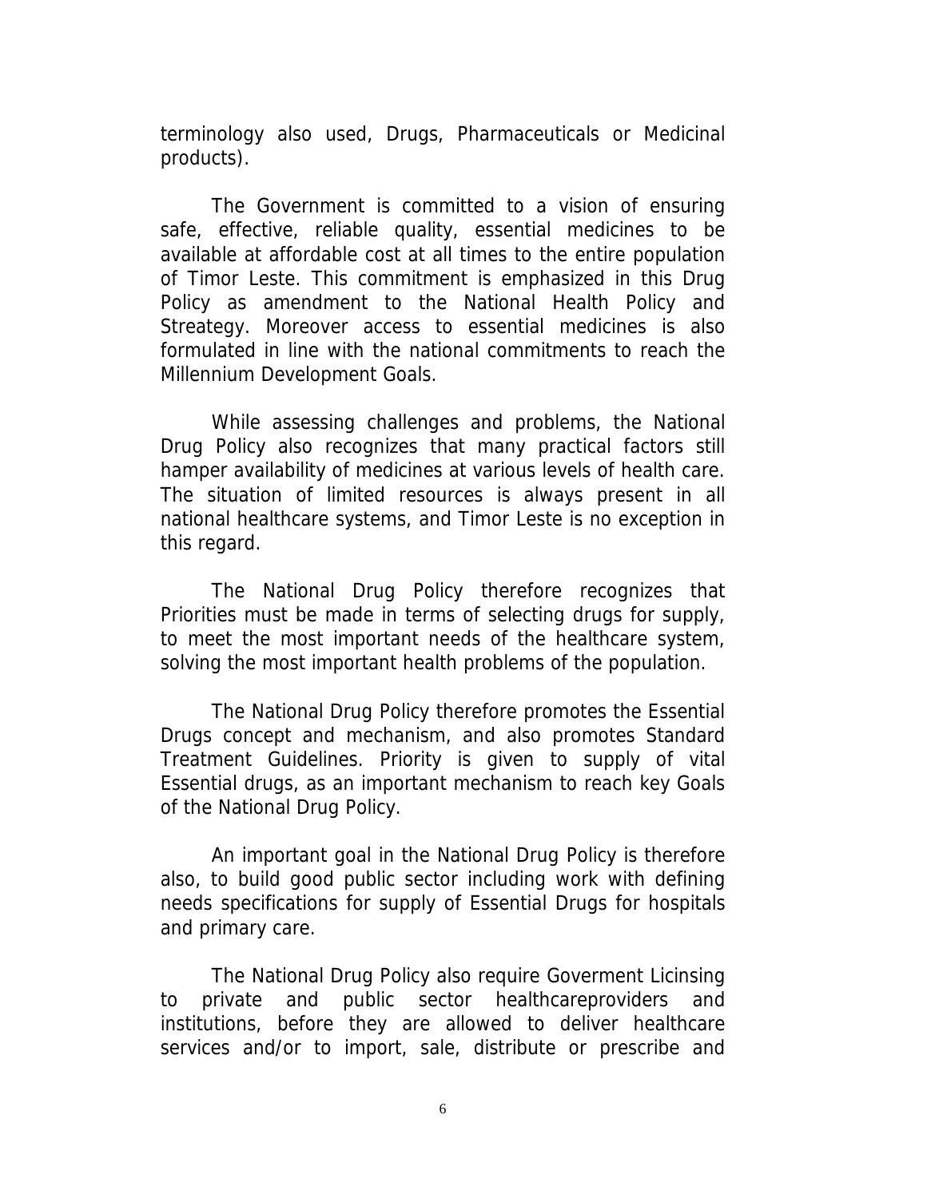terminology also used, Drugs, Pharmaceuticals or Medicinal products).

The Government is committed to a vision of ensuring safe, effective, reliable quality, essential medicines to be available at affordable cost at all times to the entire population of Timor Leste. This commitment is emphasized in this Drug Policy as amendment to the National Health Policy and Streategy. Moreover access to essential medicines is also formulated in line with the national commitments to reach the Millennium Development Goals.

While assessing challenges and problems, the National Drug Policy also recognizes that many practical factors still hamper availability of medicines at various levels of health care. The situation of limited resources is always present in all national healthcare systems, and Timor Leste is no exception in this regard.

The National Drug Policy therefore recognizes that Priorities must be made in terms of selecting drugs for supply, to meet the most important needs of the healthcare system, solving the most important health problems of the population.

The National Drug Policy therefore promotes the Essential Drugs concept and mechanism, and also promotes Standard Treatment Guidelines. Priority is given to supply of vital Essential drugs, as an important mechanism to reach key Goals of the National Drug Policy.

An important goal in the National Drug Policy is therefore also, to build good public sector including work with defining needs specifications for supply of Essential Drugs for hospitals and primary care.

The National Drug Policy also require Goverment Licinsing to private and public sector healthcareproviders and institutions, before they are allowed to deliver healthcare services and/or to import, sale, distribute or prescribe and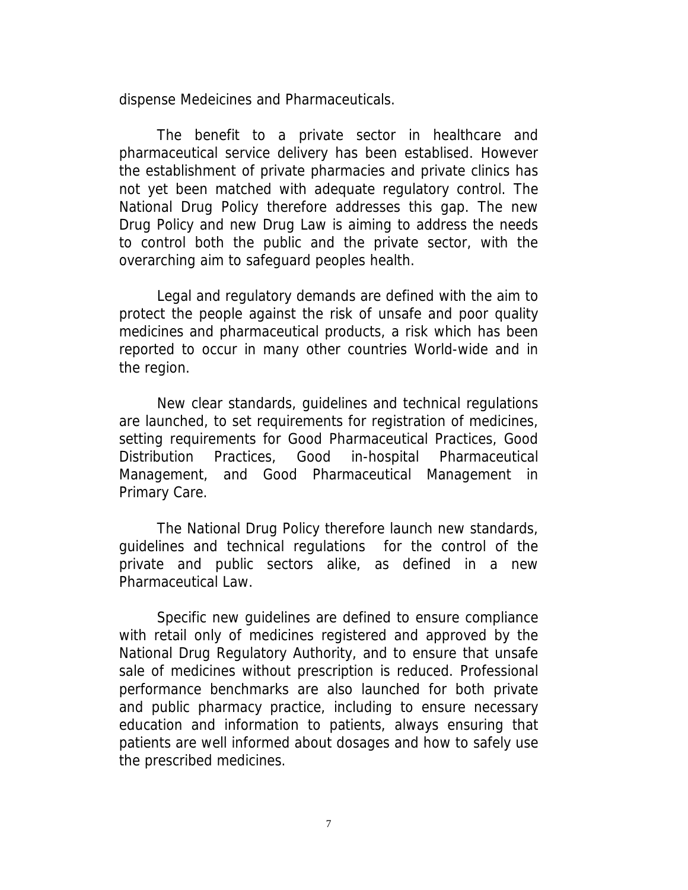dispense Medeicines and Pharmaceuticals.

The benefit to a private sector in healthcare and pharmaceutical service delivery has been establised. However the establishment of private pharmacies and private clinics has not yet been matched with adequate regulatory control. The National Drug Policy therefore addresses this gap. The new Drug Policy and new Drug Law is aiming to address the needs to control both the public and the private sector, with the overarching aim to safeguard peoples health.

Legal and regulatory demands are defined with the aim to protect the people against the risk of unsafe and poor quality medicines and pharmaceutical products, a risk which has been reported to occur in many other countries World-wide and in the region.

New clear standards, guidelines and technical regulations are launched, to set requirements for registration of medicines, setting requirements for Good Pharmaceutical Practices, Good Distribution Practices, Good in-hospital Pharmaceutical Management, and Good Pharmaceutical Management in Primary Care.

The National Drug Policy therefore launch new standards, guidelines and technical regulations for the control of the private and public sectors alike, as defined in a new Pharmaceutical Law.

Specific new guidelines are defined to ensure compliance with retail only of medicines registered and approved by the National Drug Regulatory Authority, and to ensure that unsafe sale of medicines without prescription is reduced. Professional performance benchmarks are also launched for both private and public pharmacy practice, including to ensure necessary education and information to patients, always ensuring that patients are well informed about dosages and how to safely use the prescribed medicines.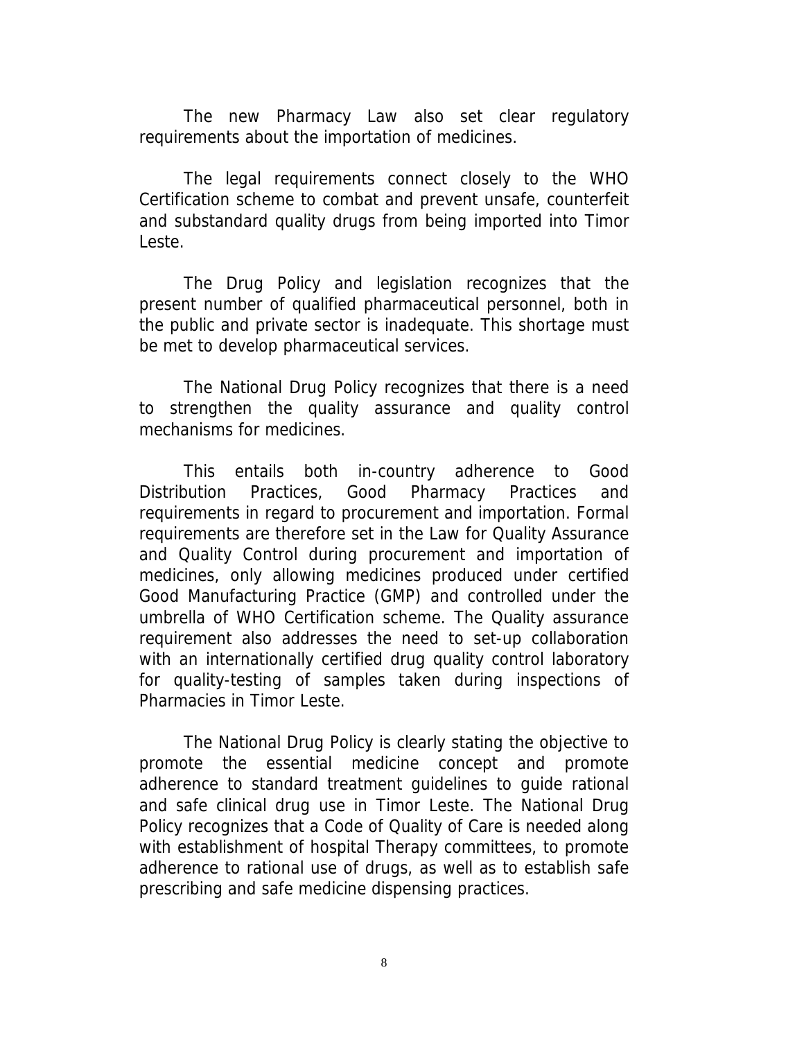The new Pharmacy Law also set clear regulatory requirements about the importation of medicines.

The legal requirements connect closely to the WHO Certification scheme to combat and prevent unsafe, counterfeit and substandard quality drugs from being imported into Timor Leste.

The Drug Policy and legislation recognizes that the present number of qualified pharmaceutical personnel, both in the public and private sector is inadequate. This shortage must be met to develop pharmaceutical services.

The National Drug Policy recognizes that there is a need to strengthen the quality assurance and quality control mechanisms for medicines.

This entails both in-country adherence to Good Distribution Practices, Good Pharmacy Practices and requirements in regard to procurement and importation. Formal requirements are therefore set in the Law for Quality Assurance and Quality Control during procurement and importation of medicines, only allowing medicines produced under certified Good Manufacturing Practice (GMP) and controlled under the umbrella of WHO Certification scheme. The Quality assurance requirement also addresses the need to set-up collaboration with an internationally certified drug quality control laboratory for quality-testing of samples taken during inspections of Pharmacies in Timor Leste.

The National Drug Policy is clearly stating the objective to promote the essential medicine concept and promote adherence to standard treatment guidelines to guide rational and safe clinical drug use in Timor Leste. The National Drug Policy recognizes that a Code of Quality of Care is needed along with establishment of hospital Therapy committees, to promote adherence to rational use of drugs, as well as to establish safe prescribing and safe medicine dispensing practices.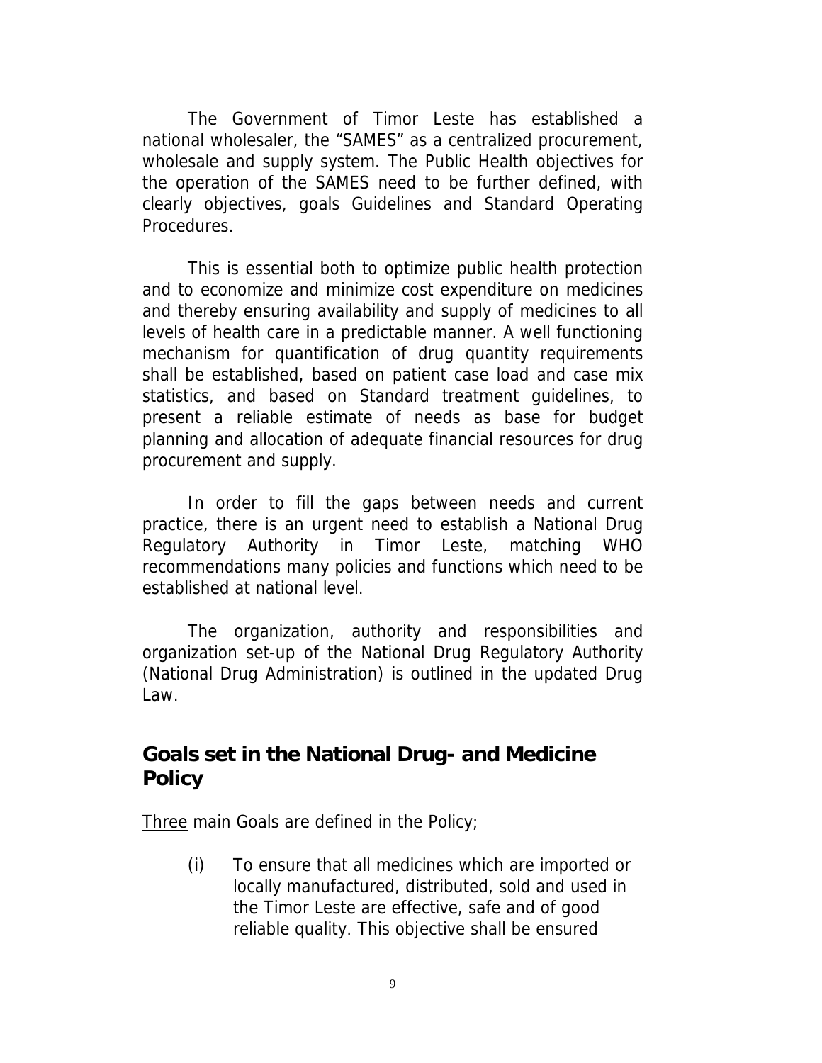The Government of Timor Leste has established a national wholesaler, the "SAMES" as a centralized procurement, wholesale and supply system. The Public Health objectives for the operation of the SAMES need to be further defined, with clearly objectives, goals Guidelines and Standard Operating Procedures.

This is essential both to optimize public health protection and to economize and minimize cost expenditure on medicines and thereby ensuring availability and supply of medicines to all levels of health care in a predictable manner. A well functioning mechanism for quantification of drug quantity requirements shall be established, based on patient case load and case mix statistics, and based on Standard treatment guidelines, to present a reliable estimate of needs as base for budget planning and allocation of adequate financial resources for drug procurement and supply.

In order to fill the gaps between needs and current practice, there is an urgent need to establish a National Drug Regulatory Authority in Timor Leste, matching WHO recommendations many policies and functions which need to be established at national level.

The organization, authority and responsibilities and organization set-up of the National Drug Regulatory Authority (National Drug Administration) is outlined in the updated Drug Law.

## Goals set in the National Drug- and Medicine Policy

Three main Goals are defined in the Policy;

(i) To ensure that all medicines which are imported or locally manufactured, distributed, sold and used in the Timor Leste are effective, safe and of good reliable quality. This objective shall be ensured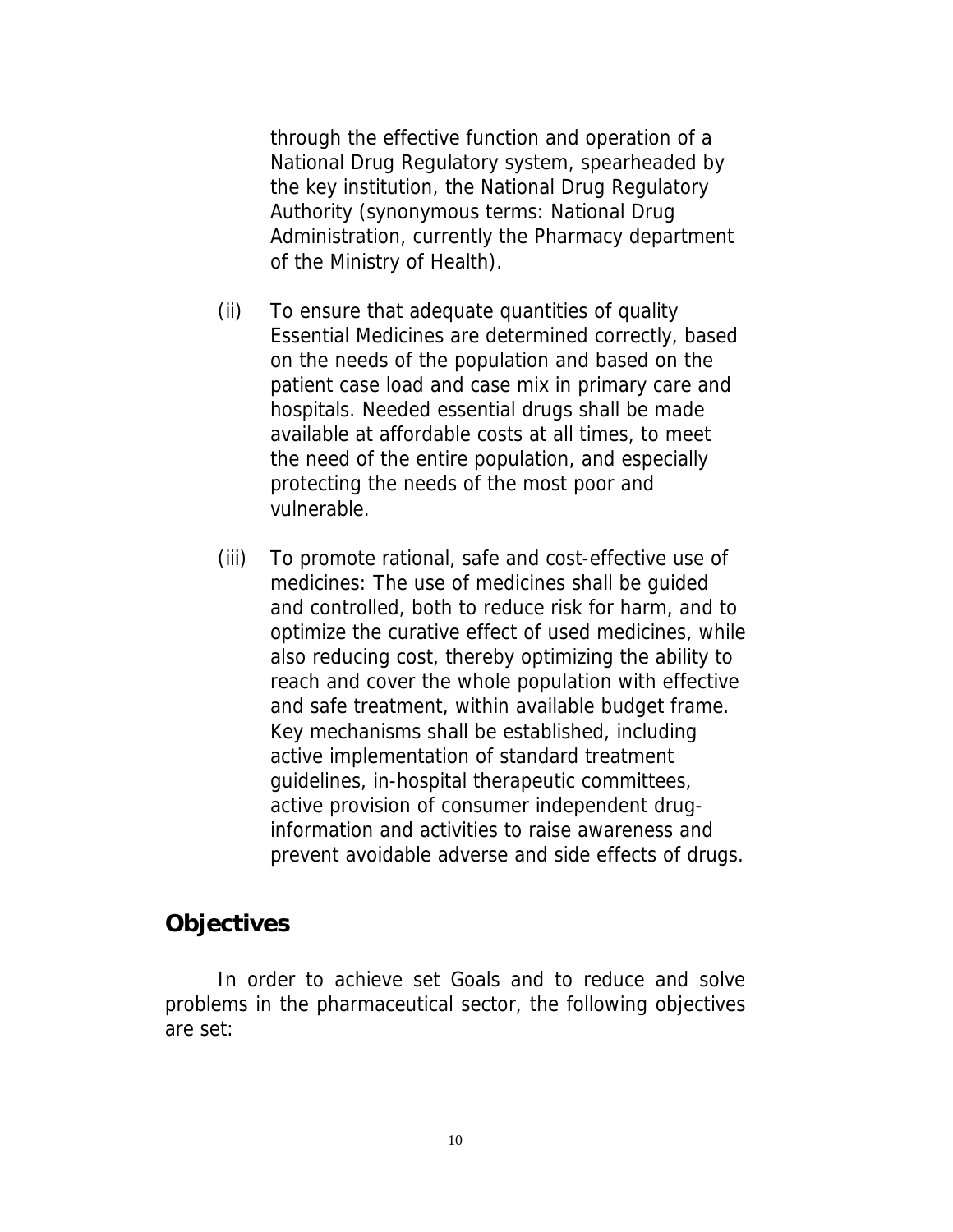through the effective function and operation of a National Drug Regulatory system, spearheaded by the key institution, the National Drug Regulatory Authority (synonymous terms: National Drug Administration, currently the Pharmacy department of the Ministry of Health).

(ii) To ensure that adequate quantities of quality Essential Medicines are determined correctly, based on the needs of the population and based on the patient case load and case mix in primary care and hospitals. Needed essential drugs shall be made available at affordable costs at all times, to meet the need of the entire population, and especially protecting the needs of the most poor and vulnerable.

(iii) To promote rational, safe and cost-effective use of medicines: The use of medicines shall be guided and controlled, both to reduce risk for harm, and to optimize the curative effect of used medicines, while also reducing cost, thereby optimizing the ability to reach and cover the whole population with effective and safe treatment, within available budget frame. Key mechanisms shall be established, including active implementation of standard treatment guidelines, in-hospital therapeutic committees, active provision of consumer independent drug-information and activities to raise awareness and prevent avoidable adverse and side effects of drugs.

## Objectives

In order to achieve set Goals and to reduce and solve problems in the pharmaceutical sector, the following objectives are set: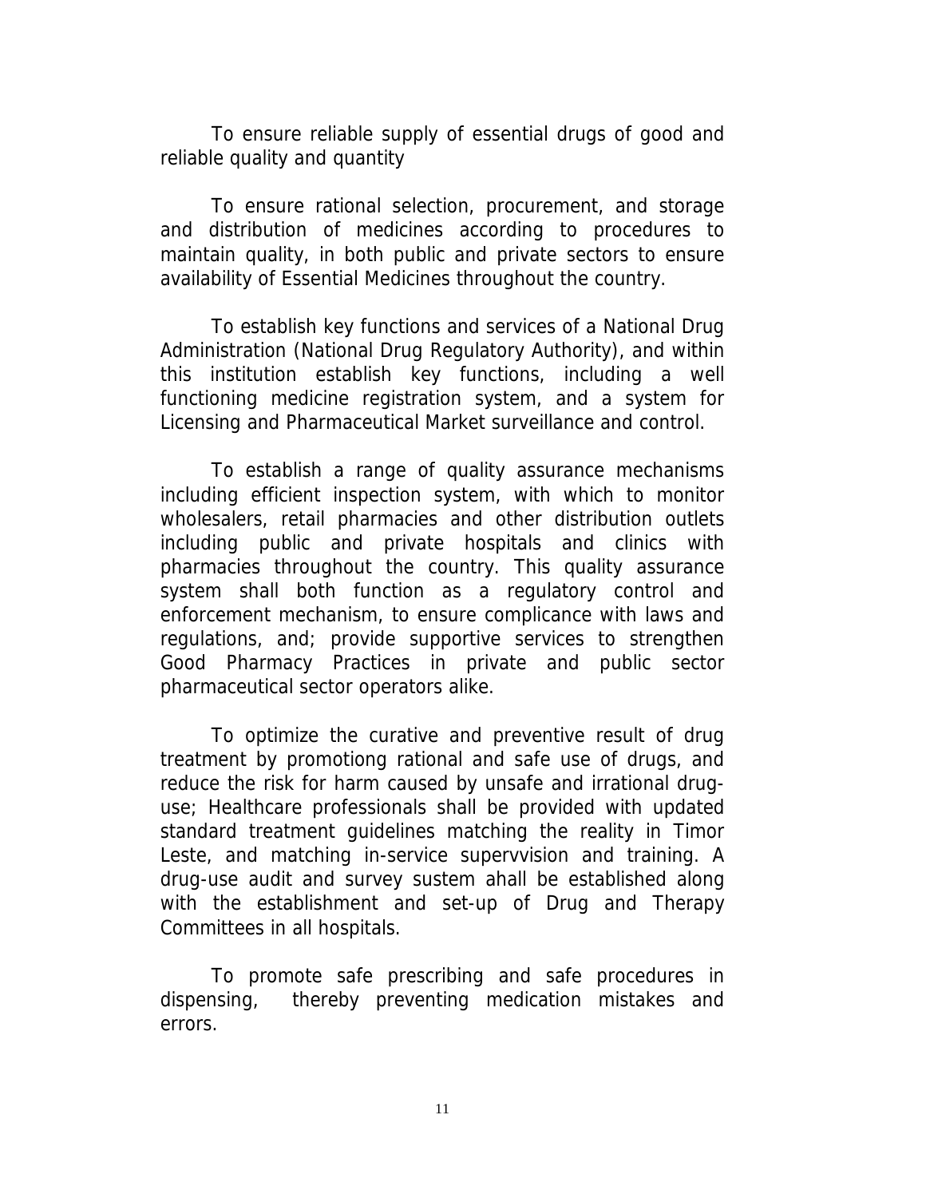To ensure reliable supply of essential drugs of good and reliable quality and quantity

To ensure rational selection, procurement, and storage and distribution of medicines according to procedures to maintain quality, in both public and private sectors to ensure availability of Essential Medicines throughout the country.

To establish key functions and services of a National Drug Administration (National Drug Regulatory Authority), and within this institution establish key functions, including a well functioning medicine registration system, and a system for Licensing and Pharmaceutical Market surveillance and control.

To establish a range of quality assurance mechanisms including efficient inspection system, with which to monitor wholesalers, retail pharmacies and other distribution outlets including public and private hospitals and clinics with pharmacies throughout the country. This quality assurance system shall both function as a regulatory control and enforcement mechanism, to ensure complicance with laws and regulations, and; provide supportive services to strengthen Good Pharmacy Practices in private and public sector pharmaceutical sector operators alike.

To optimize the curative and preventive result of drug treatment by promotiong rational and safe use of drugs, and reduce the risk for harm caused by unsafe and irrational drug-use; Healthcare professionals shall be provided with updated standard treatment guidelines matching the reality in Timor Leste, and matching in-service supervvision and training. A drug-use audit and survey sustem ahall be established along with the establishment and set-up of Drug and Therapy Committees in all hospitals.

To promote safe prescribing and safe procedures in dispensing, thereby preventing medication mistakes and errors.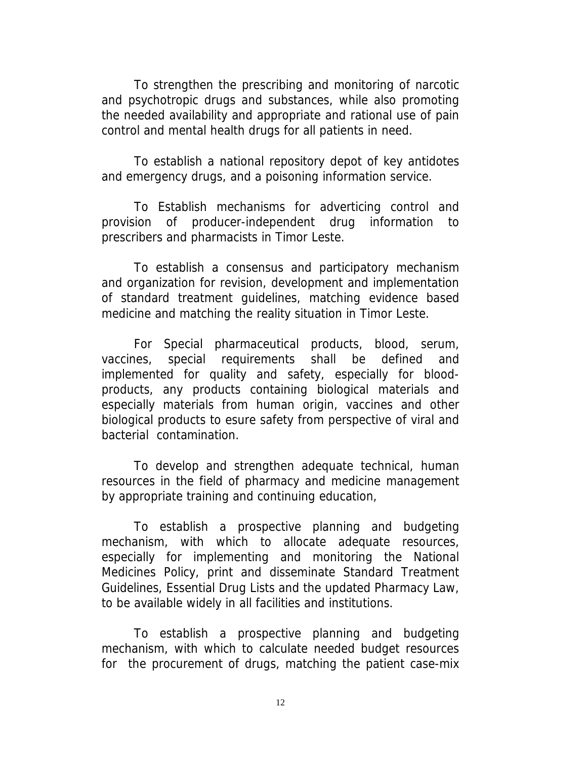To strengthen the prescribing and monitoring of narcotic and psychotropic drugs and substances, while also promoting the needed availability and appropriate and rational use of pain control and mental health drugs for all patients in need.

To establish a national repository depot of key antidotes and emergency drugs, and a poisoning information service.

To Establish mechanisms for adverticing control and provision of producer-independent drug information to prescribers and pharmacists in Timor Leste.

To establish a consensus and participatory mechanism and organization for revision, development and implementation of standard treatment guidelines, matching evidence based medicine and matching the reality situation in Timor Leste.

For Special pharmaceutical products, blood, serum, vaccines, special requirements shall be defined and implemented for quality and safety, especially for blood-products, any products containing biological materials and especially materials from human origin, vaccines and other biological products to esure safety from perspective of viral and bacterial contamination.

To develop and strengthen adequate technical, human resources in the field of pharmacy and medicine management by appropriate training and continuing education,

To establish a prospective planning and budgeting mechanism, with which to allocate adequate resources, especially for implementing and monitoring the National Medicines Policy, print and disseminate Standard Treatment Guidelines, Essential Drug Lists and the updated Pharmacy Law, to be available widely in all facilities and institutions.

To establish a prospective planning and budgeting mechanism, with which to calculate needed budget resources for the procurement of drugs, matching the patient case-mix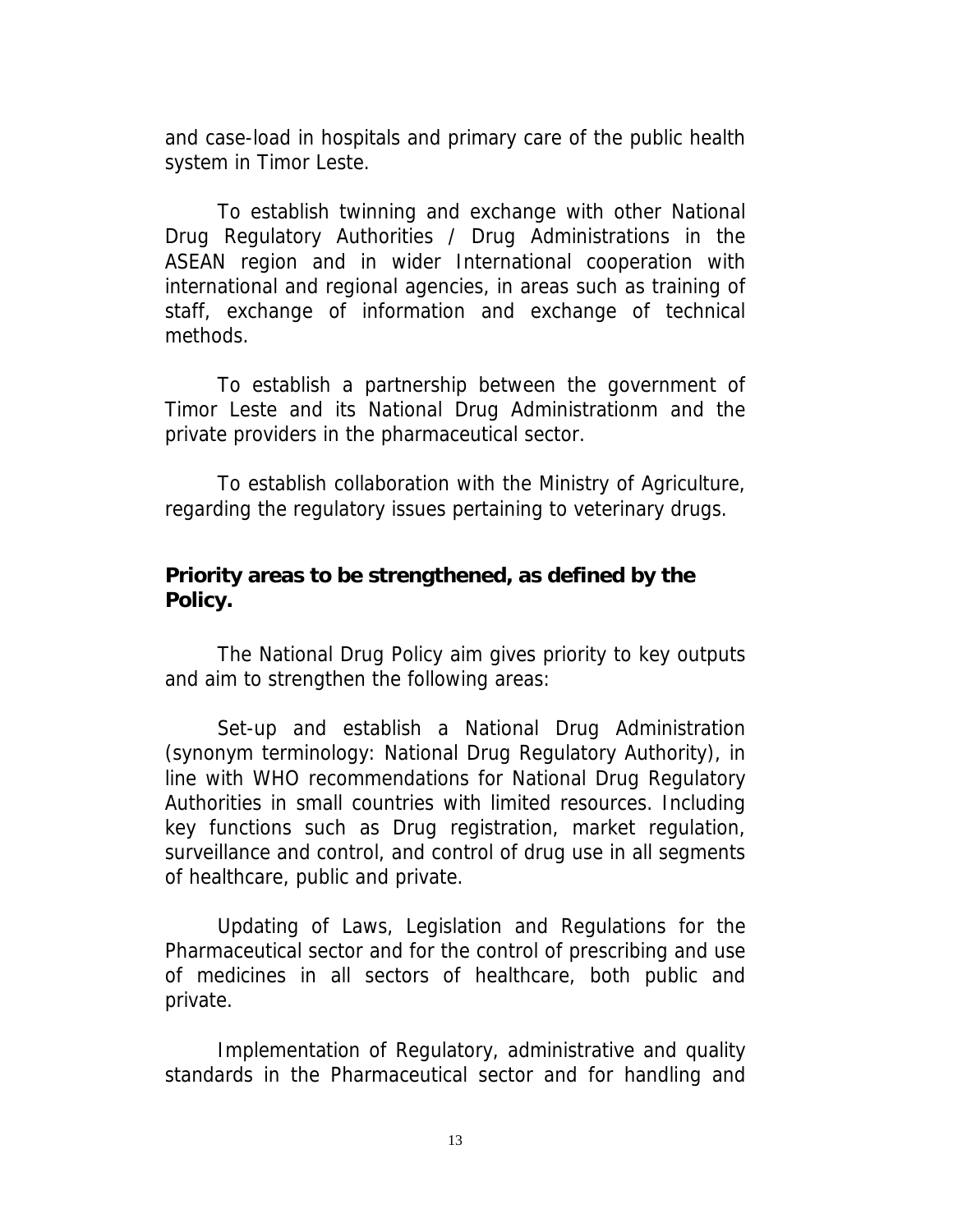and case-load in hospitals and primary care of the public health system in Timor Leste.

To establish twinning and exchange with other National Drug Regulatory Authorities / Drug Administrations in the ASEAN region and in wider International cooperation with international and regional agencies, in areas such as training of staff, exchange of information and exchange of technical methods.

To establish a partnership between the government of Timor Leste and its National Drug Administrationm and the private providers in the pharmaceutical sector.

To establish collaboration with the Ministry of Agriculture, regarding the regulatory issues pertaining to veterinary drugs.

### Priority areas to be strengthened, as defined by the Policy.

The National Drug Policy aim gives priority to key outputs and aim to strengthen the following areas:

Set-up and establish a National Drug Administration (synonym terminology: National Drug Regulatory Authority), in line with WHO recommendations for National Drug Regulatory Authorities in small countries with limited resources. Including key functions such as Drug registration, market regulation, surveillance and control, and control of drug use in all segments of healthcare, public and private.

Updating of Laws, Legislation and Regulations for the Pharmaceutical sector and for the control of prescribing and use of medicines in all sectors of healthcare, both public and private.

Implementation of Regulatory, administrative and quality standards in the Pharmaceutical sector and for handling and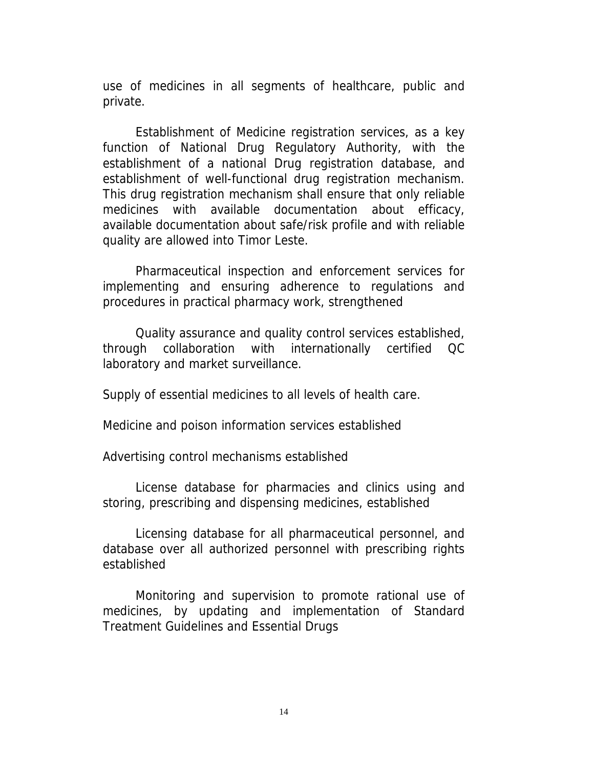use of medicines in all segments of healthcare, public and private.

Establishment of Medicine registration services, as a key function of National Drug Regulatory Authority, with the establishment of a national Drug registration database, and establishment of well-functional drug registration mechanism. This drug registration mechanism shall ensure that only reliable medicines with available documentation about efficacy, available documentation about safe/risk profile and with reliable quality are allowed into Timor Leste.

Pharmaceutical inspection and enforcement services for implementing and ensuring adherence to regulations and procedures in practical pharmacy work, strengthened

Quality assurance and quality control services established, through collaboration with internationally certified QC laboratory and market surveillance.

Supply of essential medicines to all levels of health care.

Medicine and poison information services established

Advertising control mechanisms established

License database for pharmacies and clinics using and storing, prescribing and dispensing medicines, established

Licensing database for all pharmaceutical personnel, and database over all authorized personnel with prescribing rights established

Monitoring and supervision to promote rational use of medicines, by updating and implementation of Standard Treatment Guidelines and Essential Drugs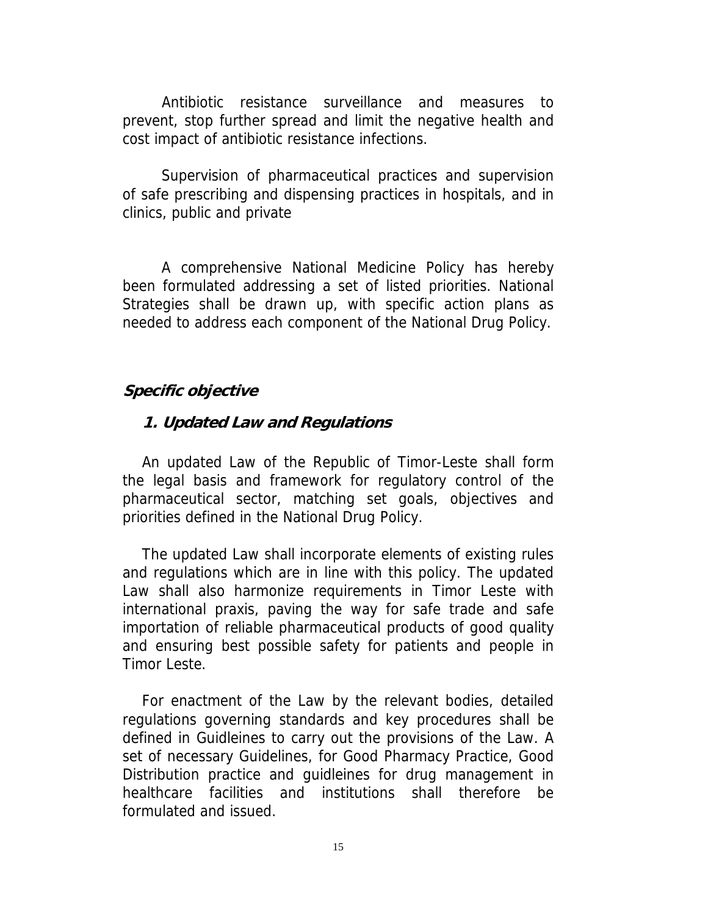Antibiotic resistance surveillance and measures to prevent, stop further spread and limit the negative health and cost impact of antibiotic resistance infections.

Supervision of pharmaceutical practices and supervision of safe prescribing and dispensing practices in hospitals, and in clinics, public and private

A comprehensive National Medicine Policy has hereby been formulated addressing a set of listed priorities. National Strategies shall be drawn up, with specific action plans as needed to address each component of the National Drug Policy.

## *Specific objective*

### *1. Updated Law and Regulations*

An updated Law of the Republic of Timor-Leste shall form the legal basis and framework for regulatory control of the pharmaceutical sector, matching set goals, objectives and priorities defined in the National Drug Policy.

The updated Law shall incorporate elements of existing rules and regulations which are in line with this policy. The updated Law shall also harmonize requirements in Timor Leste with international praxis, paving the way for safe trade and safe importation of reliable pharmaceutical products of good quality and ensuring best possible safety for patients and people in Timor Leste.

For enactment of the Law by the relevant bodies, detailed regulations governing standards and key procedures shall be defined in Guidleines to carry out the provisions of the Law. A set of necessary Guidelines, for Good Pharmacy Practice, Good Distribution practice and guidleines for drug management in healthcare facilities and institutions shall therefore be formulated and issued.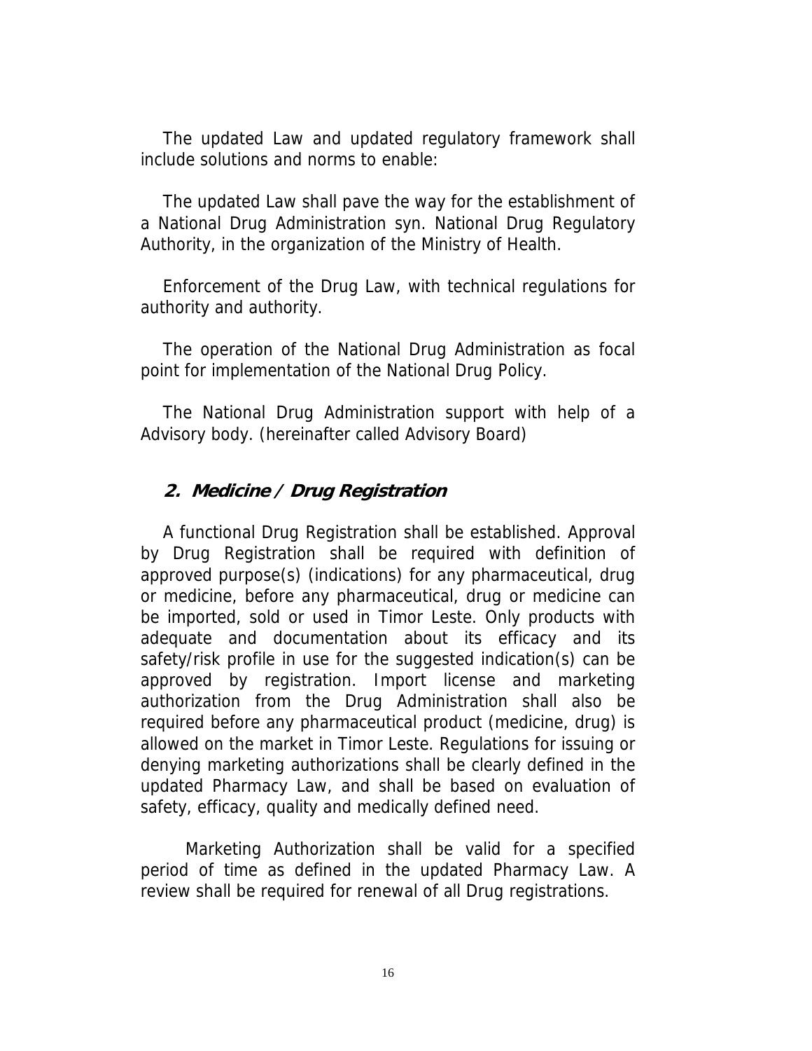The updated Law and updated regulatory framework shall include solutions and norms to enable:

The updated Law shall pave the way for the establishment of a National Drug Administration syn. National Drug Regulatory Authority, in the organization of the Ministry of Health.

Enforcement of the Drug Law, with technical regulations for authority and authority.

The operation of the National Drug Administration as focal point for implementation of the National Drug Policy.

The National Drug Administration support with help of a Advisory body. (hereinafter called Advisory Board)

## *2. Medicine / Drug Registration*

A functional Drug Registration shall be established. Approval by Drug Registration shall be required with definition of approved purpose(s) (indications) for any pharmaceutical, drug or medicine, before any pharmaceutical, drug or medicine can be imported, sold or used in Timor Leste. Only products with adequate and documentation about its efficacy and its safety/risk profile in use for the suggested indication(s) can be approved by registration. Import license and marketing authorization from the Drug Administration shall also be required before any pharmaceutical product (medicine, drug) is allowed on the market in Timor Leste. Regulations for issuing or denying marketing authorizations shall be clearly defined in the updated Pharmacy Law, and shall be based on evaluation of safety, efficacy, quality and medically defined need.

Marketing Authorization shall be valid for a specified period of time as defined in the updated Pharmacy Law. A review shall be required for renewal of all Drug registrations.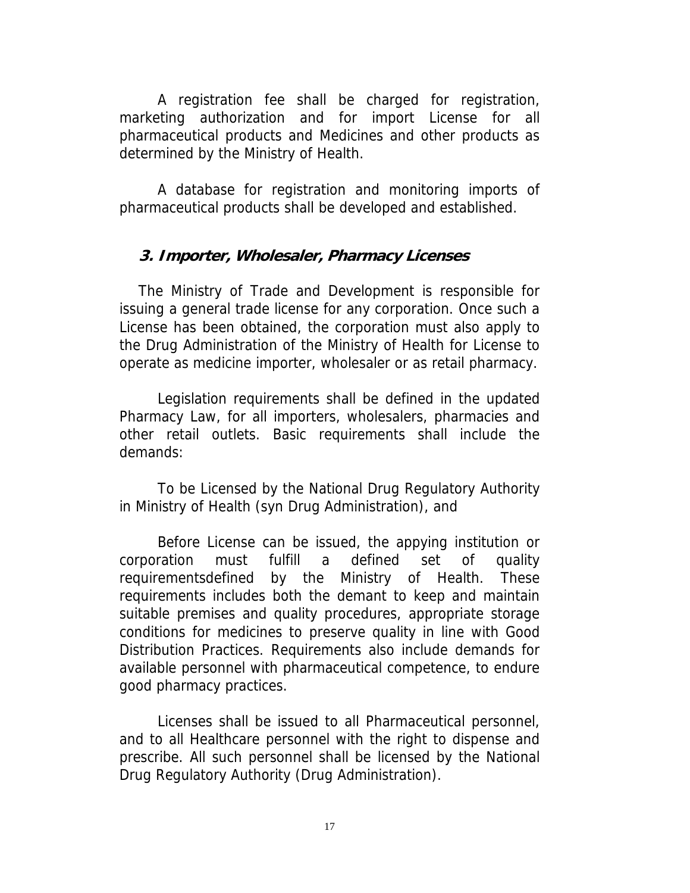A registration fee shall be charged for registration, marketing authorization and for import License for all pharmaceutical products and Medicines and other products as determined by the Ministry of Health.

A database for registration and monitoring imports of pharmaceutical products shall be developed and established.

### *3. Importer, Wholesaler, Pharmacy Licenses*

The Ministry of Trade and Development is responsible for issuing a general trade license for any corporation. Once such a License has been obtained, the corporation must also apply to the Drug Administration of the Ministry of Health for License to operate as medicine importer, wholesaler or as retail pharmacy.

Legislation requirements shall be defined in the updated Pharmacy Law, for all importers, wholesalers, pharmacies and other retail outlets. Basic requirements shall include the demands:

To be Licensed by the National Drug Regulatory Authority in Ministry of Health (syn Drug Administration), and

Before License can be issued, the appying institution or corporation must fulfill a defined set of quality requirementsdefined by the Ministry of Health. These requirements includes both the demant to keep and maintain suitable premises and quality procedures, appropriate storage conditions for medicines to preserve quality in line with Good Distribution Practices. Requirements also include demands for available personnel with pharmaceutical competence, to endure good pharmacy practices.

Licenses shall be issued to all Pharmaceutical personnel, and to all Healthcare personnel with the right to dispense and prescribe. All such personnel shall be licensed by the National Drug Regulatory Authority (Drug Administration).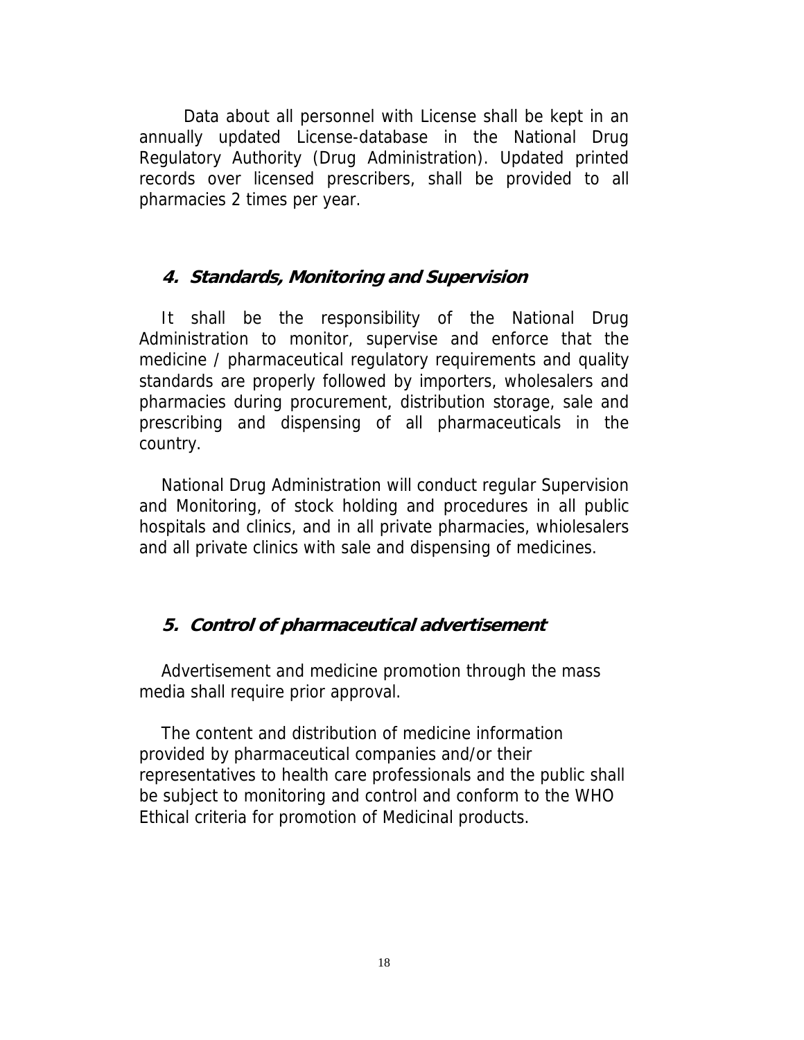Data about all personnel with License shall be kept in an annually updated License-database in the National Drug Regulatory Authority (Drug Administration). Updated printed records over licensed prescribers, shall be provided to all pharmacies 2 times per year.

### *4. Standards, Monitoring and Supervision*

It shall be the responsibility of the National Drug Administration to monitor, supervise and enforce that the medicine / pharmaceutical regulatory requirements and quality standards are properly followed by importers, wholesalers and pharmacies during procurement, distribution storage, sale and prescribing and dispensing of all pharmaceuticals in the country.

National Drug Administration will conduct regular Supervision and Monitoring, of stock holding and procedures in all public hospitals and clinics, and in all private pharmacies, whiolesalers and all private clinics with sale and dispensing of medicines.

### *5. Control of pharmaceutical advertisement*

Advertisement and medicine promotion through the mass media shall require prior approval.

The content and distribution of medicine information provided by pharmaceutical companies and/or their representatives to health care professionals and the public shall be subject to monitoring and control and conform to the WHO Ethical criteria for promotion of Medicinal products.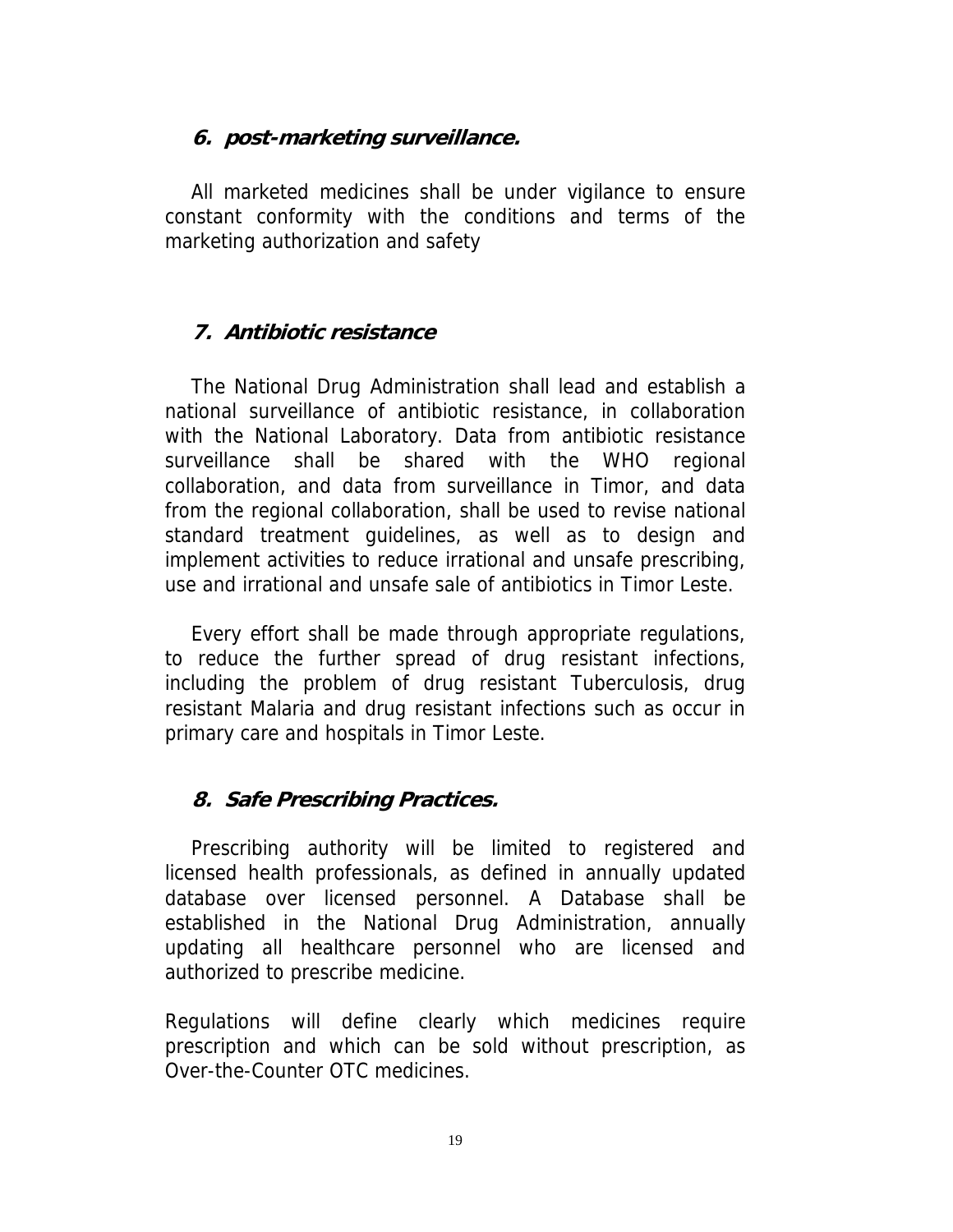### 6. *post-marketing surveillance.*

All marketed medicines shall be under vigilance to ensure constant conformity with the conditions and terms of the marketing authorization and safety

### 7. *Antibiotic resistance*

The National Drug Administration shall lead and establish a national surveillance of antibiotic resistance, in collaboration with the National Laboratory. Data from antibiotic resistance surveillance shall be shared with the WHO regional collaboration, and data from surveillance in Timor, and data from the regional collaboration, shall be used to revise national standard treatment guidelines, as well as to design and implement activities to reduce irrational and unsafe prescribing, use and irrational and unsafe sale of antibiotics in Timor Leste.

Every effort shall be made through appropriate regulations, to reduce the further spread of drug resistant infections, including the problem of drug resistant Tuberculosis, drug resistant Malaria and drug resistant infections such as occur in primary care and hospitals in Timor Leste.

### 8. *Safe Prescribing Practices.*

Prescribing authority will be limited to registered and licensed health professionals, as defined in annually updated database over licensed personnel. A Database shall be established in the National Drug Administration, annually updating all healthcare personnel who are licensed and authorized to prescribe medicine.

Regulations will define clearly which medicines require prescription and which can be sold without prescription, as Over-the-Counter OTC medicines.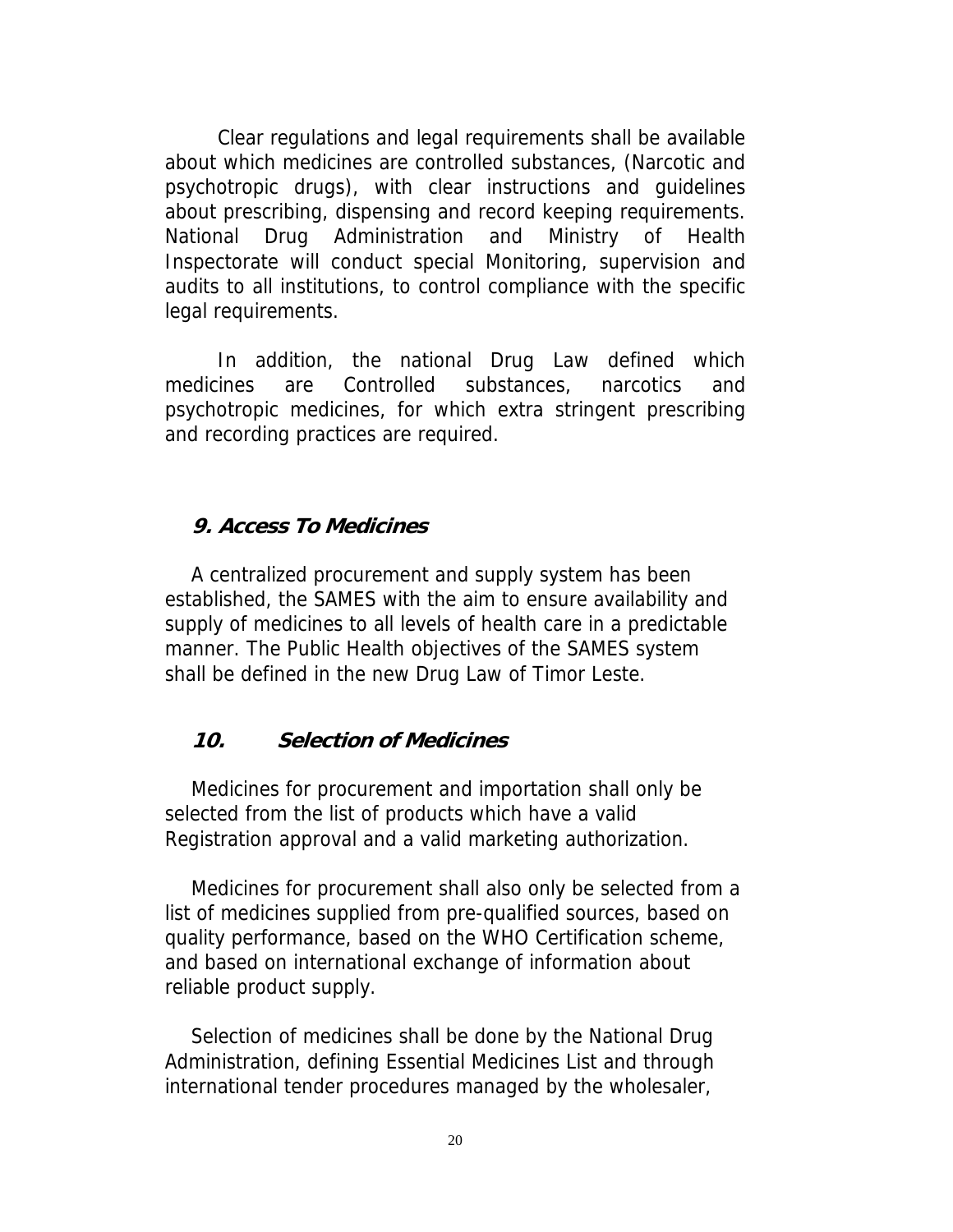Clear regulations and legal requirements shall be available about which medicines are controlled substances, (Narcotic and psychotropic drugs), with clear instructions and guidelines about prescribing, dispensing and record keeping requirements. National Drug Administration and Ministry of Health Inspectorate will conduct special Monitoring, supervision and audits to all institutions, to control compliance with the specific legal requirements.

In addition, the national Drug Law defined which medicines are Controlled substances, narcotics and psychotropic medicines, for which extra stringent prescribing and recording practices are required.

## *9. Access To Medicines*

A centralized procurement and supply system has been established, the SAMES with the aim to ensure availability and supply of medicines to all levels of health care in a predictable manner. The Public Health objectives of the SAMES system shall be defined in the new Drug Law of Timor Leste.

## *10. Selection of Medicines*

Medicines for procurement and importation shall only be selected from the list of products which have a valid Registration approval and a valid marketing authorization.

Medicines for procurement shall also only be selected from a list of medicines supplied from pre-qualified sources, based on quality performance, based on the WHO Certification scheme, and based on international exchange of information about reliable product supply.

Selection of medicines shall be done by the National Drug Administration, defining Essential Medicines List and through international tender procedures managed by the wholesaler,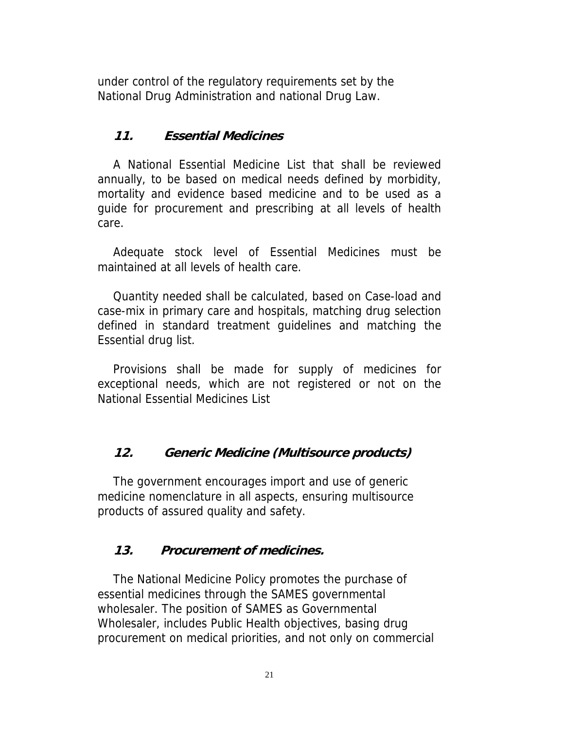under control of the regulatory requirements set by the National Drug Administration and national Drug Law.

## *11. Essential Medicines*

A National Essential Medicine List that shall be reviewed annually, to be based on medical needs defined by morbidity, mortality and evidence based medicine and to be used as a guide for procurement and prescribing at all levels of health care.

Adequate stock level of Essential Medicines must be maintained at all levels of health care.

Quantity needed shall be calculated, based on Case-load and case-mix in primary care and hospitals, matching drug selection defined in standard treatment guidelines and matching the Essential drug list.

Provisions shall be made for supply of medicines for exceptional needs, which are not registered or not on the National Essential Medicines List

## *12. Generic Medicine (Multisource products)*

The government encourages import and use of generic medicine nomenclature in all aspects, ensuring multisource products of assured quality and safety.

## *13. Procurement of medicines.*

The National Medicine Policy promotes the purchase of essential medicines through the SAMES governmental wholesaler. The position of SAMES as Governmental Wholesaler, includes Public Health objectives, basing drug procurement on medical priorities, and not only on commercial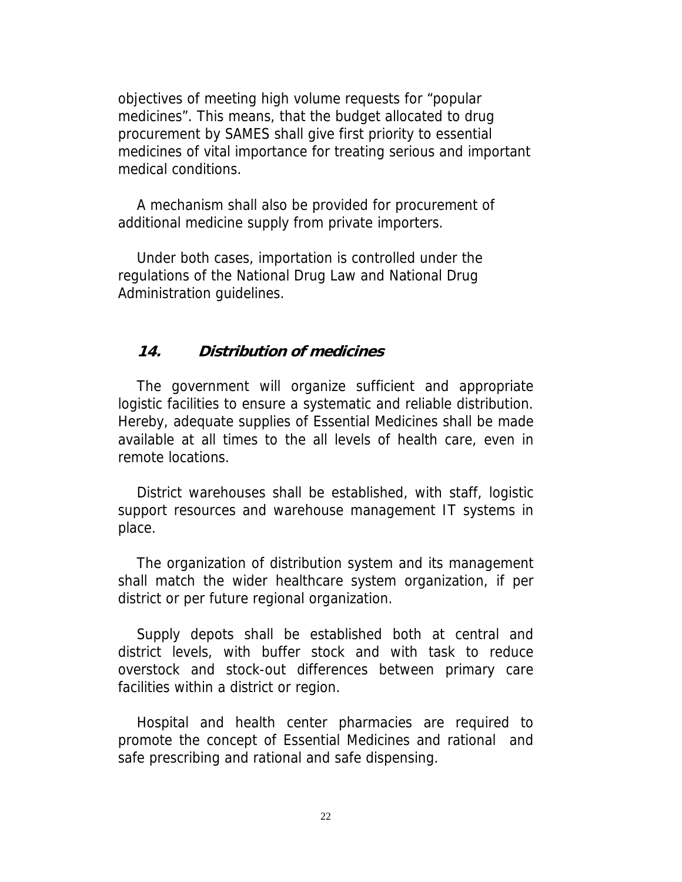objectives of meeting high volume requests for "popular medicines". This means, that the budget allocated to drug procurement by SAMES shall give first priority to essential medicines of vital importance for treating serious and important medical conditions.

A mechanism shall also be provided for procurement of additional medicine supply from private importers.

Under both cases, importation is controlled under the regulations of the National Drug Law and National Drug Administration guidelines.

## *14. Distribution of medicines*

The government will organize sufficient and appropriate logistic facilities to ensure a systematic and reliable distribution. Hereby, adequate supplies of Essential Medicines shall be made available at all times to the all levels of health care, even in remote locations.

District warehouses shall be established, with staff, logistic support resources and warehouse management IT systems in place.

The organization of distribution system and its management shall match the wider healthcare system organization, if per district or per future regional organization.

Supply depots shall be established both at central and district levels, with buffer stock and with task to reduce overstock and stock-out differences between primary care facilities within a district or region.

Hospital and health center pharmacies are required to promote the concept of Essential Medicines and rational and safe prescribing and rational and safe dispensing.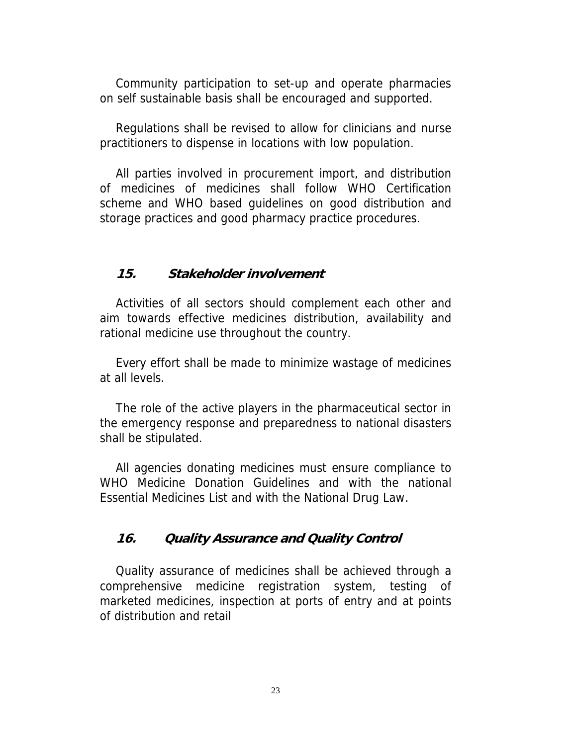Community participation to set-up and operate pharmacies on self sustainable basis shall be encouraged and supported.

Regulations shall be revised to allow for clinicians and nurse practitioners to dispense in locations with low population.

All parties involved in procurement import, and distribution of medicines of medicines shall follow WHO Certification scheme and WHO based guidelines on good distribution and storage practices and good pharmacy practice procedures.

## *15. Stakeholder involvement*

Activities of all sectors should complement each other and aim towards effective medicines distribution, availability and rational medicine use throughout the country.

Every effort shall be made to minimize wastage of medicines at all levels.

The role of the active players in the pharmaceutical sector in the emergency response and preparedness to national disasters shall be stipulated.

All agencies donating medicines must ensure compliance to WHO Medicine Donation Guidelines and with the national Essential Medicines List and with the National Drug Law.

## *16. Quality Assurance and Quality Control*

Quality assurance of medicines shall be achieved through a comprehensive medicine registration system, testing of marketed medicines, inspection at ports of entry and at points of distribution and retail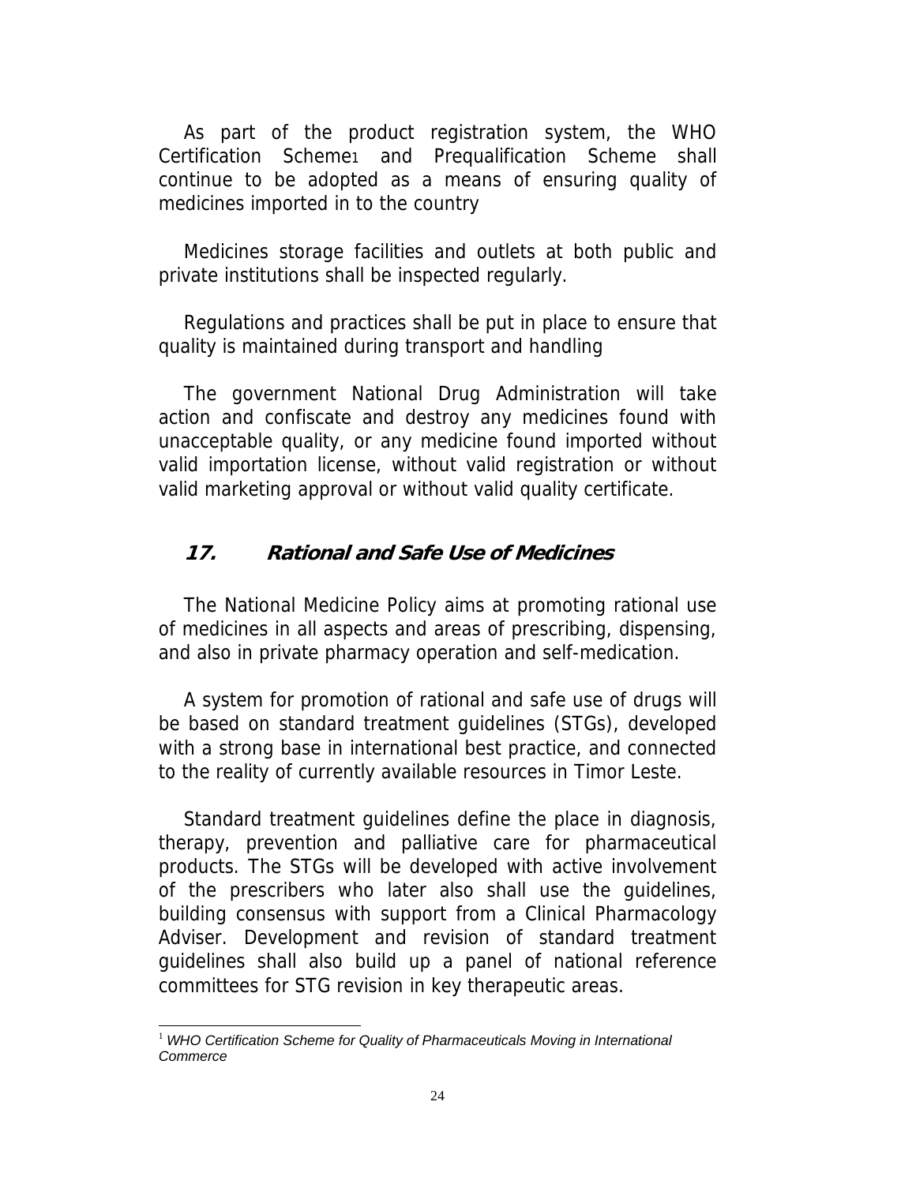As part of the product registration system, the WHO Certification Scheme[1] and Prequalification Scheme shall continue to be adopted as a means of ensuring quality of medicines imported in to the country

Medicines storage facilities and outlets at both public and private institutions shall be inspected regularly.

Regulations and practices shall be put in place to ensure that quality is maintained during transport and handling

The government National Drug Administration will take action and confiscate and destroy any medicines found with unacceptable quality, or any medicine found imported without valid importation license, without valid registration or without valid marketing approval or without valid quality certificate.

## 17. Rational and Safe Use of Medicines

The National Medicine Policy aims at promoting rational use of medicines in all aspects and areas of prescribing, dispensing, and also in private pharmacy operation and self-medication.

A system for promotion of rational and safe use of drugs will be based on standard treatment guidelines (STGs), developed with a strong base in international best practice, and connected to the reality of currently available resources in Timor Leste.

Standard treatment guidelines define the place in diagnosis, therapy, prevention and palliative care for pharmaceutical products. The STGs will be developed with active involvement of the prescribers who later also shall use the guidelines, building consensus with support from a Clinical Pharmacology Adviser. Development and revision of standard treatment guidelines shall also build up a panel of national reference committees for STG revision in key therapeutic areas.

---

[1] *WHO Certification Scheme for Quality of Pharmaceuticals Moving in International Commerce*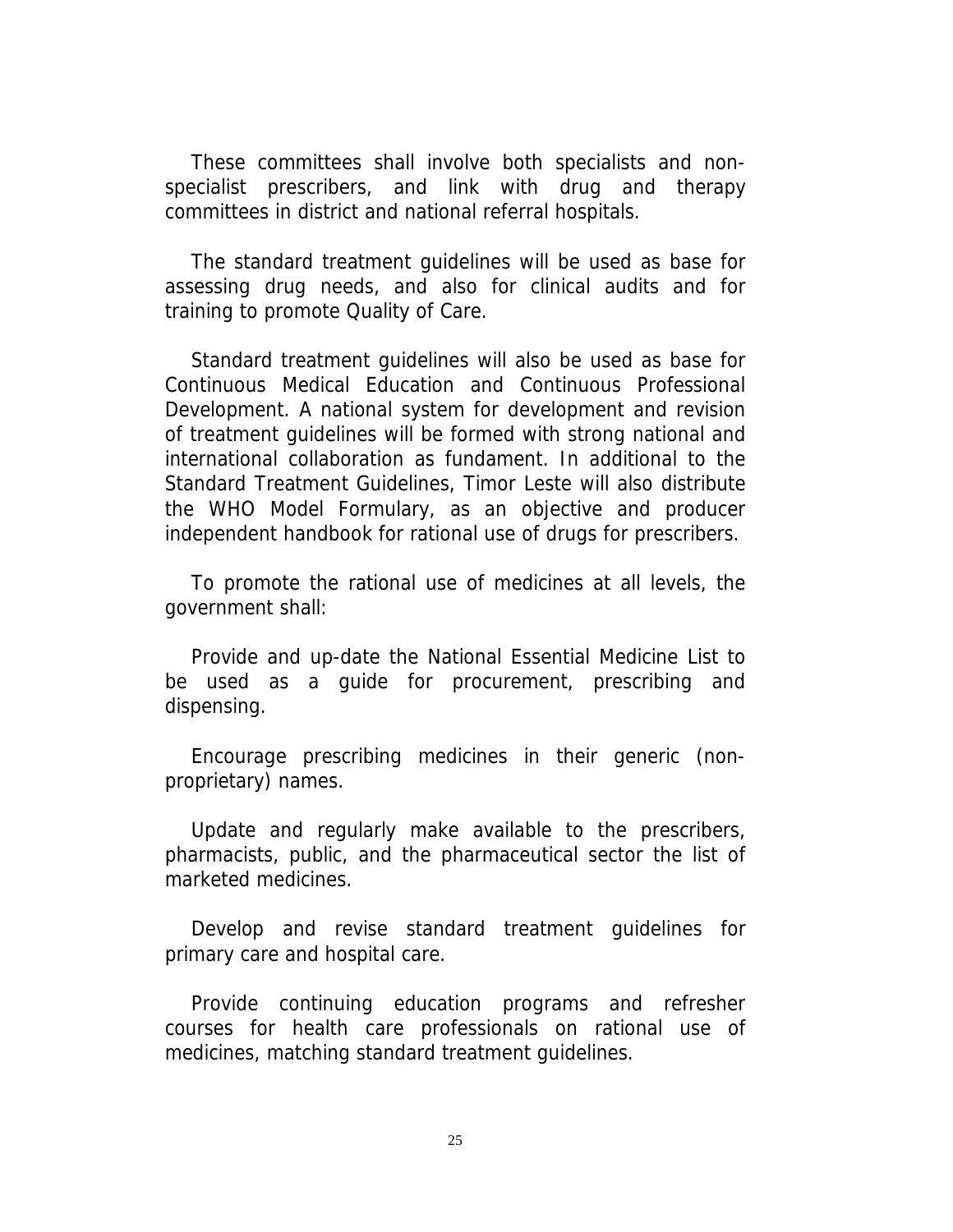These committees shall involve both specialists and non-specialist prescribers, and link with drug and therapy committees in district and national referral hospitals.

The standard treatment guidelines will be used as base for assessing drug needs, and also for clinical audits and for training to promote Quality of Care.

Standard treatment guidelines will also be used as base for Continuous Medical Education and Continuous Professional Development. A national system for development and revision of treatment guidelines will be formed with strong national and international collaboration as fundament. In additional to the Standard Treatment Guidelines, Timor Leste will also distribute the WHO Model Formulary, as an objective and producer independent handbook for rational use of drugs for prescribers.

To promote the rational use of medicines at all levels, the government shall:

Provide and up-date the National Essential Medicine List to be used as a guide for procurement, prescribing and dispensing.

Encourage prescribing medicines in their generic (non-proprietary) names.

Update and regularly make available to the prescribers, pharmacists, public, and the pharmaceutical sector the list of marketed medicines.

Develop and revise standard treatment guidelines for primary care and hospital care.

Provide continuing education programs and refresher courses for health care professionals on rational use of medicines, matching standard treatment guidelines.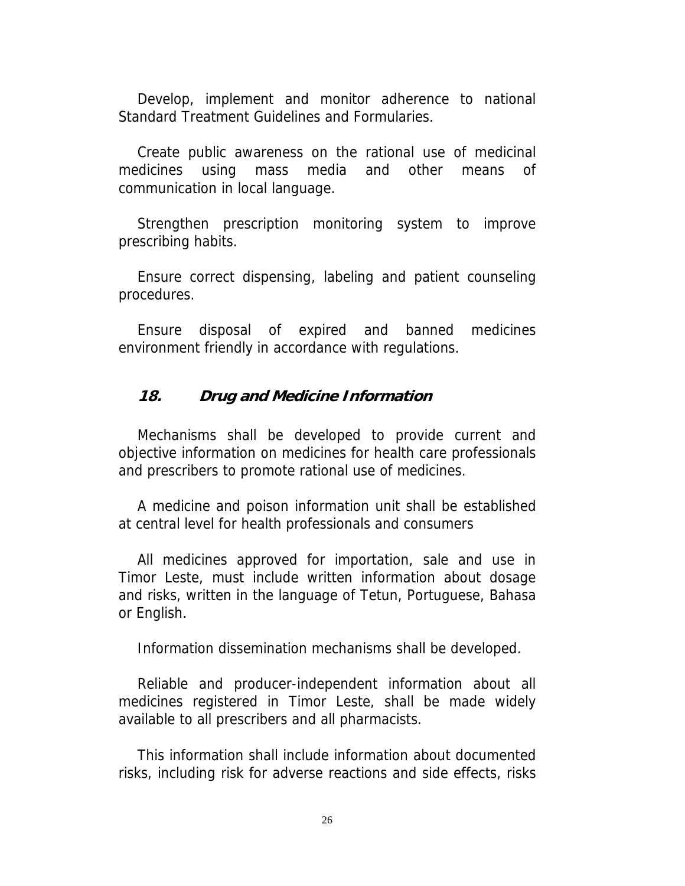Develop, implement and monitor adherence to national Standard Treatment Guidelines and Formularies.

Create public awareness on the rational use of medicinal medicines using mass media and other means of communication in local language.

Strengthen prescription monitoring system to improve prescribing habits.

Ensure correct dispensing, labeling and patient counseling procedures.

Ensure disposal of expired and banned medicines environment friendly in accordance with regulations.

## *18. Drug and Medicine Information*

Mechanisms shall be developed to provide current and objective information on medicines for health care professionals and prescribers to promote rational use of medicines.

A medicine and poison information unit shall be established at central level for health professionals and consumers

All medicines approved for importation, sale and use in Timor Leste, must include written information about dosage and risks, written in the language of Tetun, Portuguese, Bahasa or English.

Information dissemination mechanisms shall be developed.

Reliable and producer-independent information about all medicines registered in Timor Leste, shall be made widely available to all prescribers and all pharmacists.

This information shall include information about documented risks, including risk for adverse reactions and side effects, risks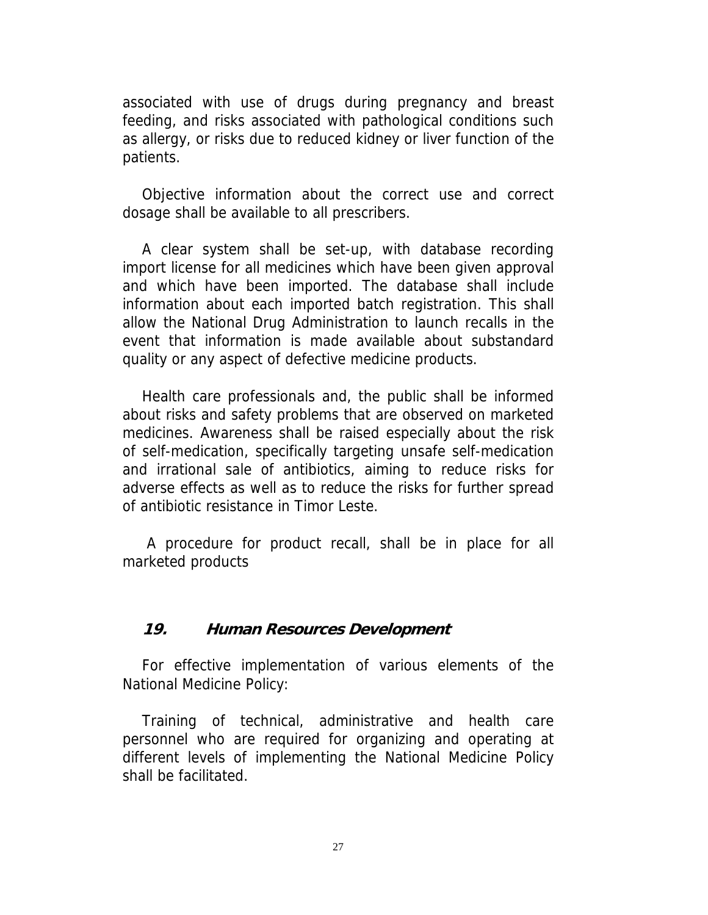associated with use of drugs during pregnancy and breast feeding, and risks associated with pathological conditions such as allergy, or risks due to reduced kidney or liver function of the patients.

Objective information about the correct use and correct dosage shall be available to all prescribers.

A clear system shall be set-up, with database recording import license for all medicines which have been given approval and which have been imported. The database shall include information about each imported batch registration. This shall allow the National Drug Administration to launch recalls in the event that information is made available about substandard quality or any aspect of defective medicine products.

Health care professionals and, the public shall be informed about risks and safety problems that are observed on marketed medicines. Awareness shall be raised especially about the risk of self-medication, specifically targeting unsafe self-medication and irrational sale of antibiotics, aiming to reduce risks for adverse effects as well as to reduce the risks for further spread of antibiotic resistance in Timor Leste.

A procedure for product recall, shall be in place for all marketed products

## *19. Human Resources Development*

For effective implementation of various elements of the National Medicine Policy:

Training of technical, administrative and health care personnel who are required for organizing and operating at different levels of implementing the National Medicine Policy shall be facilitated.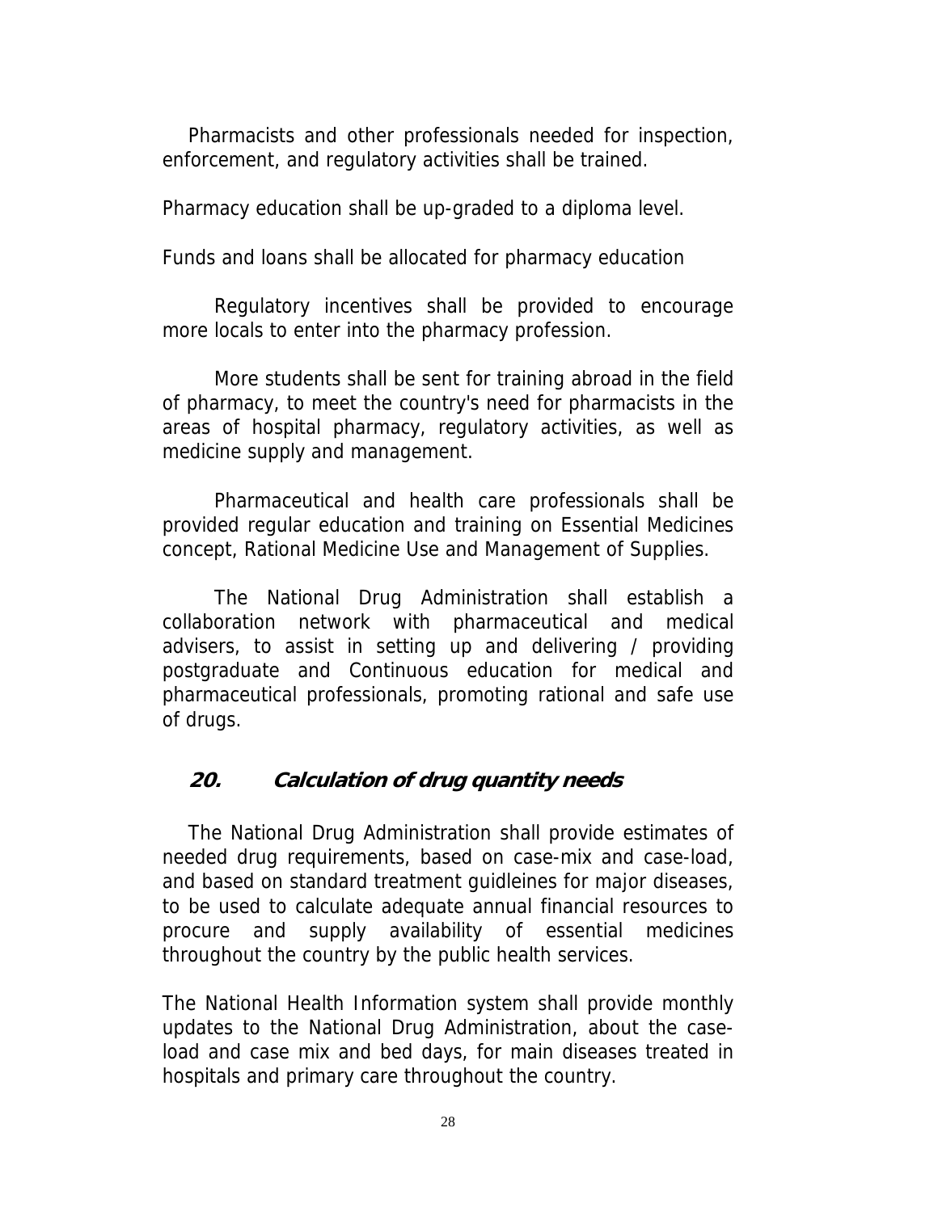Pharmacists and other professionals needed for inspection, enforcement, and regulatory activities shall be trained.

Pharmacy education shall be up-graded to a diploma level.

Funds and loans shall be allocated for pharmacy education

Regulatory incentives shall be provided to encourage more locals to enter into the pharmacy profession.

More students shall be sent for training abroad in the field of pharmacy, to meet the country's need for pharmacists in the areas of hospital pharmacy, regulatory activities, as well as medicine supply and management.

Pharmaceutical and health care professionals shall be provided regular education and training on Essential Medicines concept, Rational Medicine Use and Management of Supplies.

The National Drug Administration shall establish a collaboration network with pharmaceutical and medical advisers, to assist in setting up and delivering / providing postgraduate and Continuous education for medical and pharmaceutical professionals, promoting rational and safe use of drugs.

## *20. Calculation of drug quantity needs*

The National Drug Administration shall provide estimates of needed drug requirements, based on case-mix and case-load, and based on standard treatment guidleines for major diseases, to be used to calculate adequate annual financial resources to procure and supply availability of essential medicines throughout the country by the public health services.

The National Health Information system shall provide monthly updates to the National Drug Administration, about the case-load and case mix and bed days, for main diseases treated in hospitals and primary care throughout the country.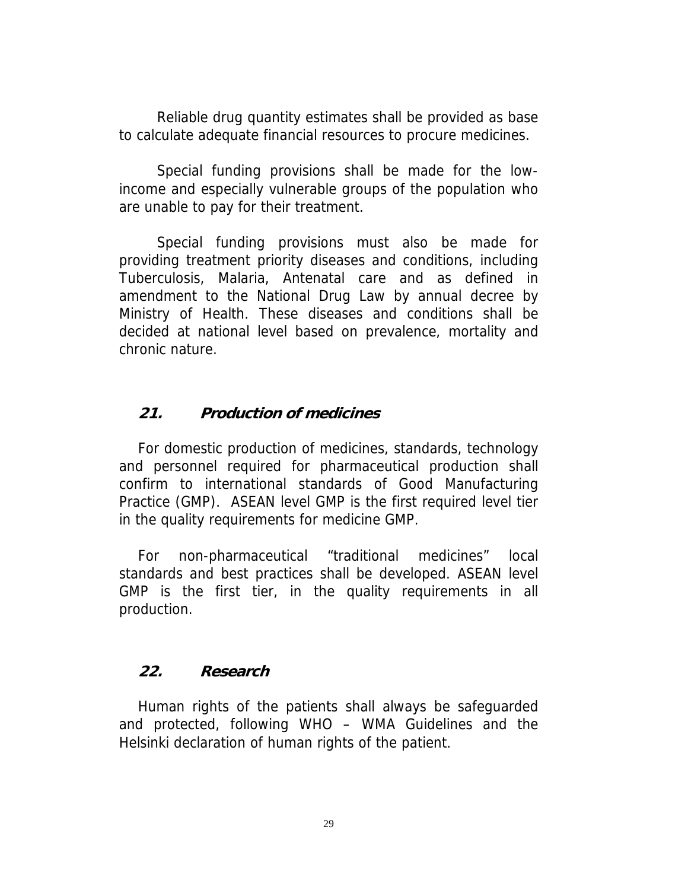Reliable drug quantity estimates shall be provided as base to calculate adequate financial resources to procure medicines.

Special funding provisions shall be made for the low-income and especially vulnerable groups of the population who are unable to pay for their treatment.

Special funding provisions must also be made for providing treatment priority diseases and conditions, including Tuberculosis, Malaria, Antenatal care and as defined in amendment to the National Drug Law by annual decree by Ministry of Health. These diseases and conditions shall be decided at national level based on prevalence, mortality and chronic nature.

## ***21. Production of medicines***

For domestic production of medicines, standards, technology and personnel required for pharmaceutical production shall confirm to international standards of Good Manufacturing Practice (GMP). ASEAN level GMP is the first required level tier in the quality requirements for medicine GMP.

For non-pharmaceutical "traditional medicines" local standards and best practices shall be developed. ASEAN level GMP is the first tier, in the quality requirements in all production.

## ***22. Research***

Human rights of the patients shall always be safeguarded and protected, following WHO – WMA Guidelines and the Helsinki declaration of human rights of the patient.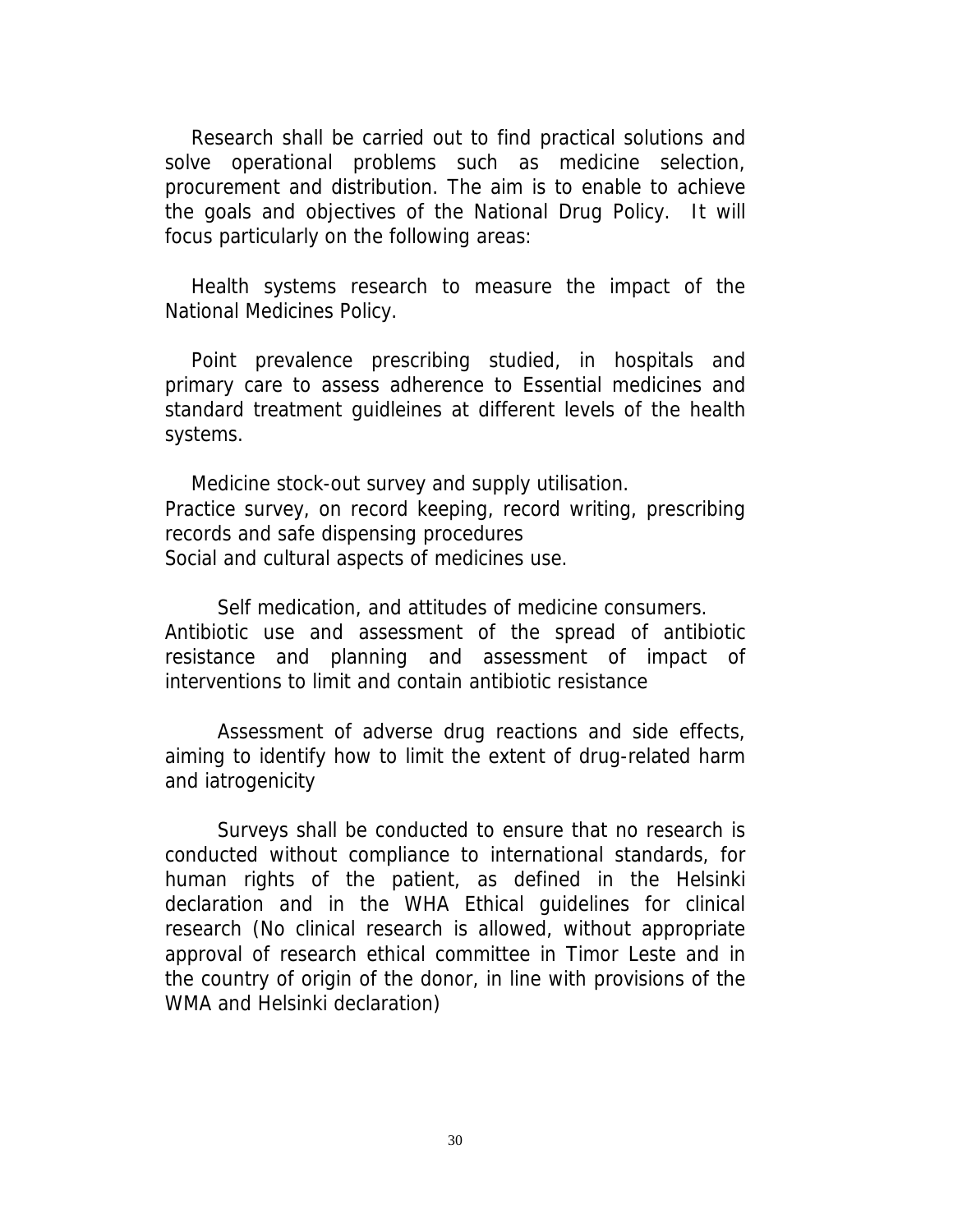Research shall be carried out to find practical solutions and solve operational problems such as medicine selection, procurement and distribution. The aim is to enable to achieve the goals and objectives of the National Drug Policy. It will focus particularly on the following areas:

Health systems research to measure the impact of the National Medicines Policy.

Point prevalence prescribing studied, in hospitals and primary care to assess adherence to Essential medicines and standard treatment guidleines at different levels of the health systems.

Medicine stock-out survey and supply utilisation.
Practice survey, on record keeping, record writing, prescribing records and safe dispensing procedures
Social and cultural aspects of medicines use.

Self medication, and attitudes of medicine consumers.
Antibiotic use and assessment of the spread of antibiotic resistance and planning and assessment of impact of interventions to limit and contain antibiotic resistance

Assessment of adverse drug reactions and side effects, aiming to identify how to limit the extent of drug-related harm and iatrogenicity

Surveys shall be conducted to ensure that no research is conducted without compliance to international standards, for human rights of the patient, as defined in the Helsinki declaration and in the WHA Ethical guidelines for clinical research (No clinical research is allowed, without appropriate approval of research ethical committee in Timor Leste and in the country of origin of the donor, in line with provisions of the WMA and Helsinki declaration)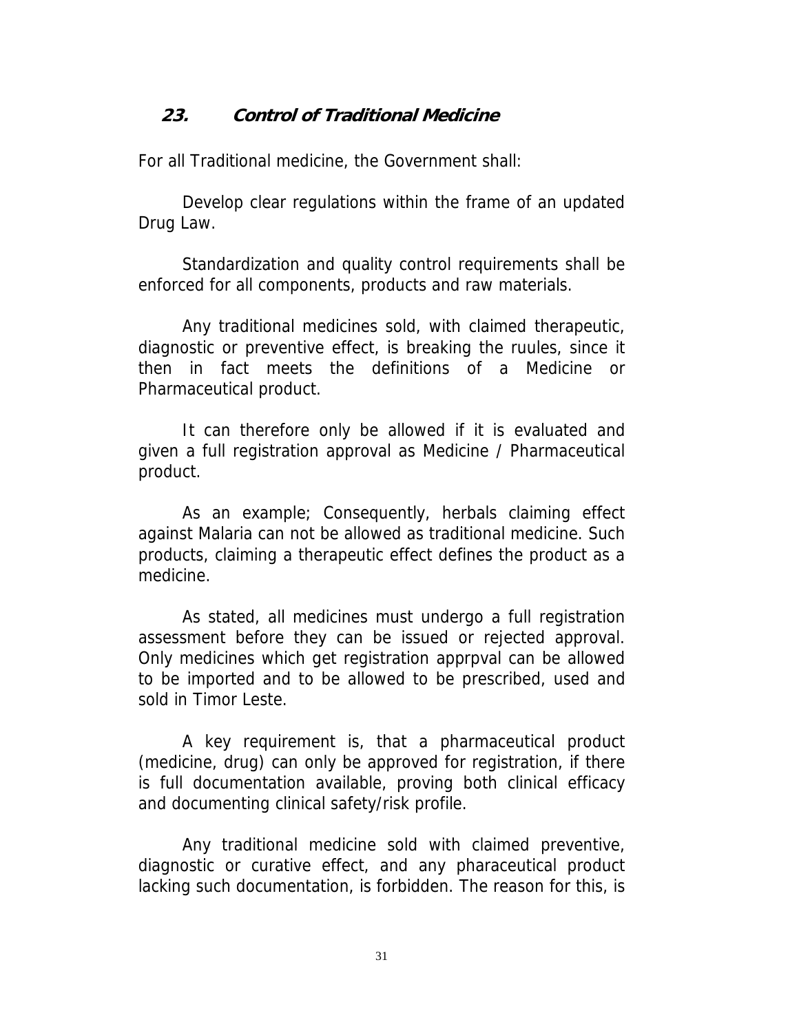## *23. Control of Traditional Medicine*

For all Traditional medicine, the Government shall:

Develop clear regulations within the frame of an updated Drug Law.

Standardization and quality control requirements shall be enforced for all components, products and raw materials.

Any traditional medicines sold, with claimed therapeutic, diagnostic or preventive effect, is breaking the ruules, since it then in fact meets the definitions of a Medicine or Pharmaceutical product.

It can therefore only be allowed if it is evaluated and given a full registration approval as Medicine / Pharmaceutical product.

As an example; Consequently, herbals claiming effect against Malaria can not be allowed as traditional medicine. Such products, claiming a therapeutic effect defines the product as a medicine.

As stated, all medicines must undergo a full registration assessment before they can be issued or rejected approval. Only medicines which get registration apprpval can be allowed to be imported and to be allowed to be prescribed, used and sold in Timor Leste.

A key requirement is, that a pharmaceutical product (medicine, drug) can only be approved for registration, if there is full documentation available, proving both clinical efficacy and documenting clinical safety/risk profile.

Any traditional medicine sold with claimed preventive, diagnostic or curative effect, and any pharaceutical product lacking such documentation, is forbidden. The reason for this, is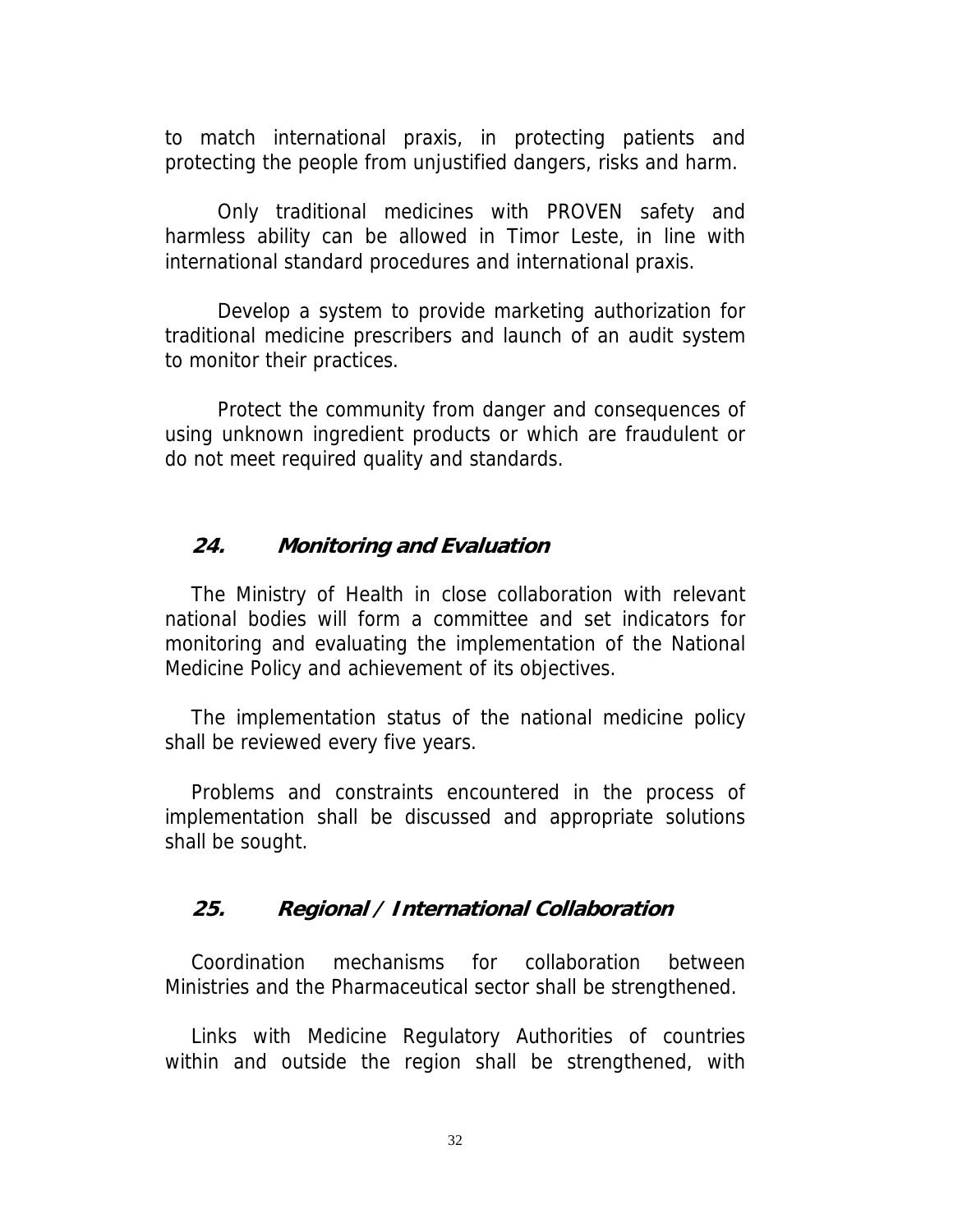to match international praxis, in protecting patients and protecting the people from unjustified dangers, risks and harm.

Only traditional medicines with PROVEN safety and harmless ability can be allowed in Timor Leste, in line with international standard procedures and international praxis.

Develop a system to provide marketing authorization for traditional medicine prescribers and launch of an audit system to monitor their practices.

Protect the community from danger and consequences of using unknown ingredient products or which are fraudulent or do not meet required quality and standards.

## ***24. Monitoring and Evaluation***

The Ministry of Health in close collaboration with relevant national bodies will form a committee and set indicators for monitoring and evaluating the implementation of the National Medicine Policy and achievement of its objectives.

The implementation status of the national medicine policy shall be reviewed every five years.

Problems and constraints encountered in the process of implementation shall be discussed and appropriate solutions shall be sought.

## ***25. Regional / International Collaboration***

Coordination mechanisms for collaboration between Ministries and the Pharmaceutical sector shall be strengthened.

Links with Medicine Regulatory Authorities of countries within and outside the region shall be strengthened, with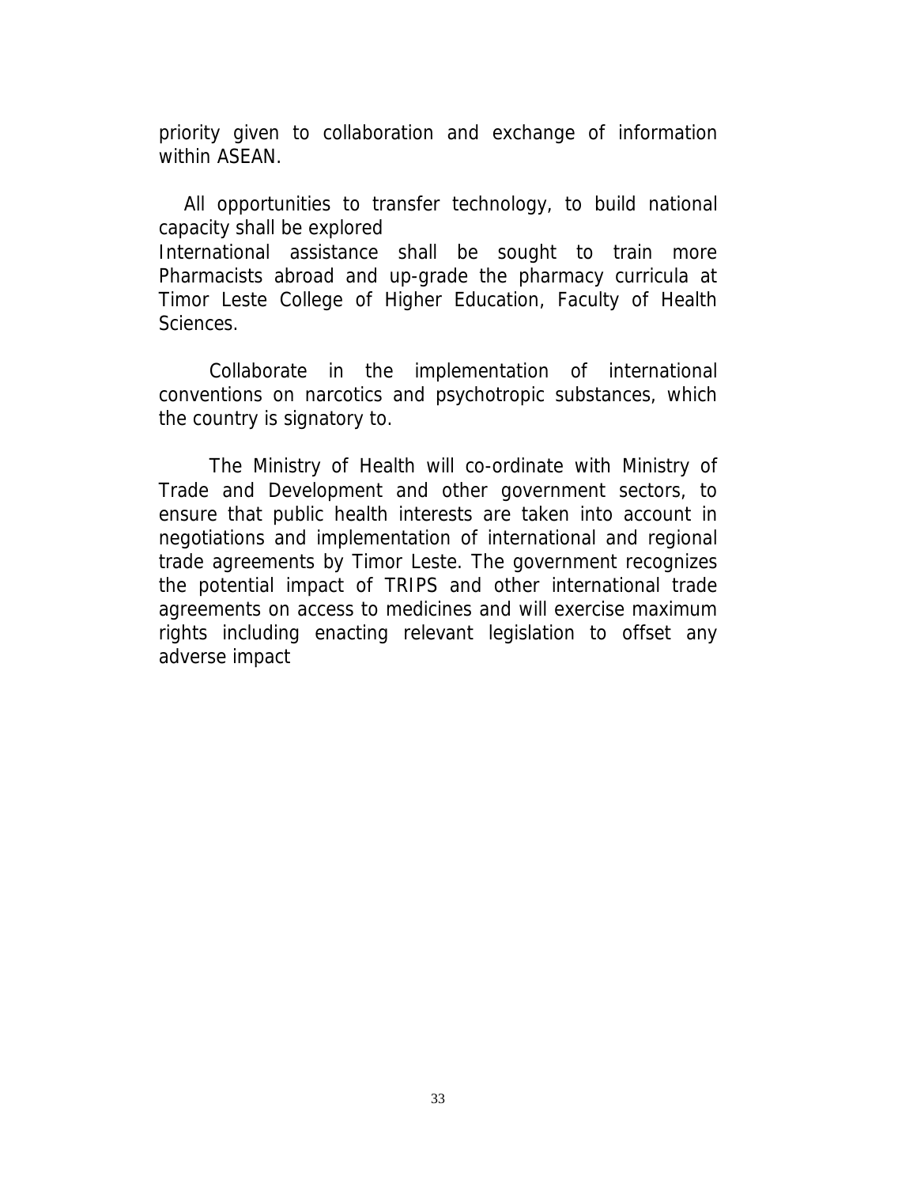priority given to collaboration and exchange of information within ASEAN.

All opportunities to transfer technology, to build national capacity shall be explored
International assistance shall be sought to train more Pharmacists abroad and up-grade the pharmacy curricula at Timor Leste College of Higher Education, Faculty of Health Sciences.

Collaborate in the implementation of international conventions on narcotics and psychotropic substances, which the country is signatory to.

The Ministry of Health will co-ordinate with Ministry of Trade and Development and other government sectors, to ensure that public health interests are taken into account in negotiations and implementation of international and regional trade agreements by Timor Leste. The government recognizes the potential impact of TRIPS and other international trade agreements on access to medicines and will exercise maximum rights including enacting relevant legislation to offset any adverse impact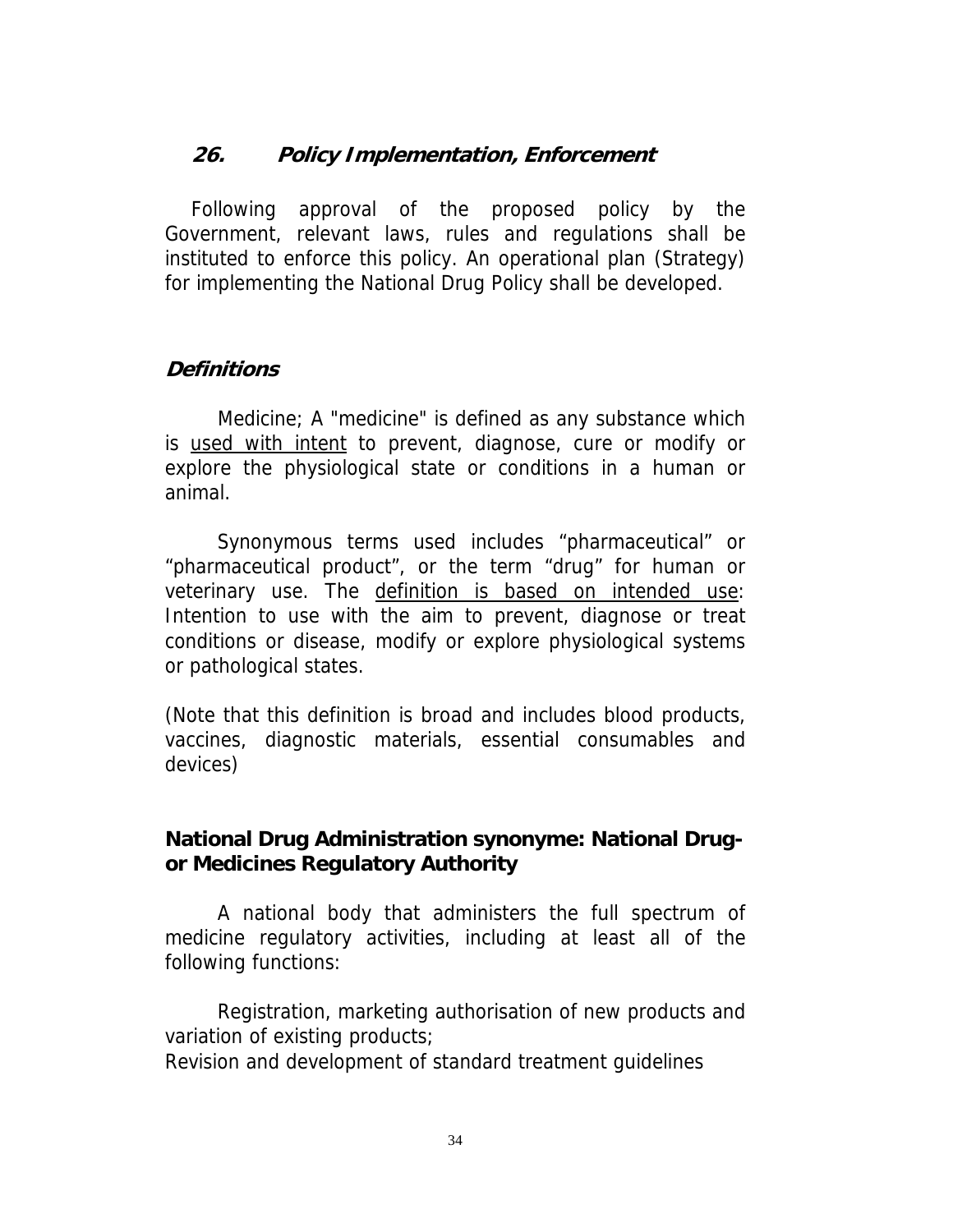## 26. Policy Implementation, Enforcement

Following approval of the proposed policy by the Government, relevant laws, rules and regulations shall be instituted to enforce this policy. An operational plan (Strategy) for implementing the National Drug Policy shall be developed.

### Definitions

Medicine; A "medicine" is defined as any substance which is <u>used with intent</u> to prevent, diagnose, cure or modify or explore the physiological state or conditions in a human or animal.

Synonymous terms used includes “pharmaceutical” or “pharmaceutical product”, or the term “drug” for human or veterinary use. The <u>definition is based on intended use</u>: Intention to use with the aim to prevent, diagnose or treat conditions or disease, modify or explore physiological systems or pathological states.

(Note that this definition is broad and includes blood products, vaccines, diagnostic materials, essential consumables and devices)

**National Drug Administration synonyme: National Drug- or Medicines Regulatory Authority**

A national body that administers the full spectrum of medicine regulatory activities, including at least all of the following functions:

Registration, marketing authorisation of new products and variation of existing products;
Revision and development of standard treatment guidelines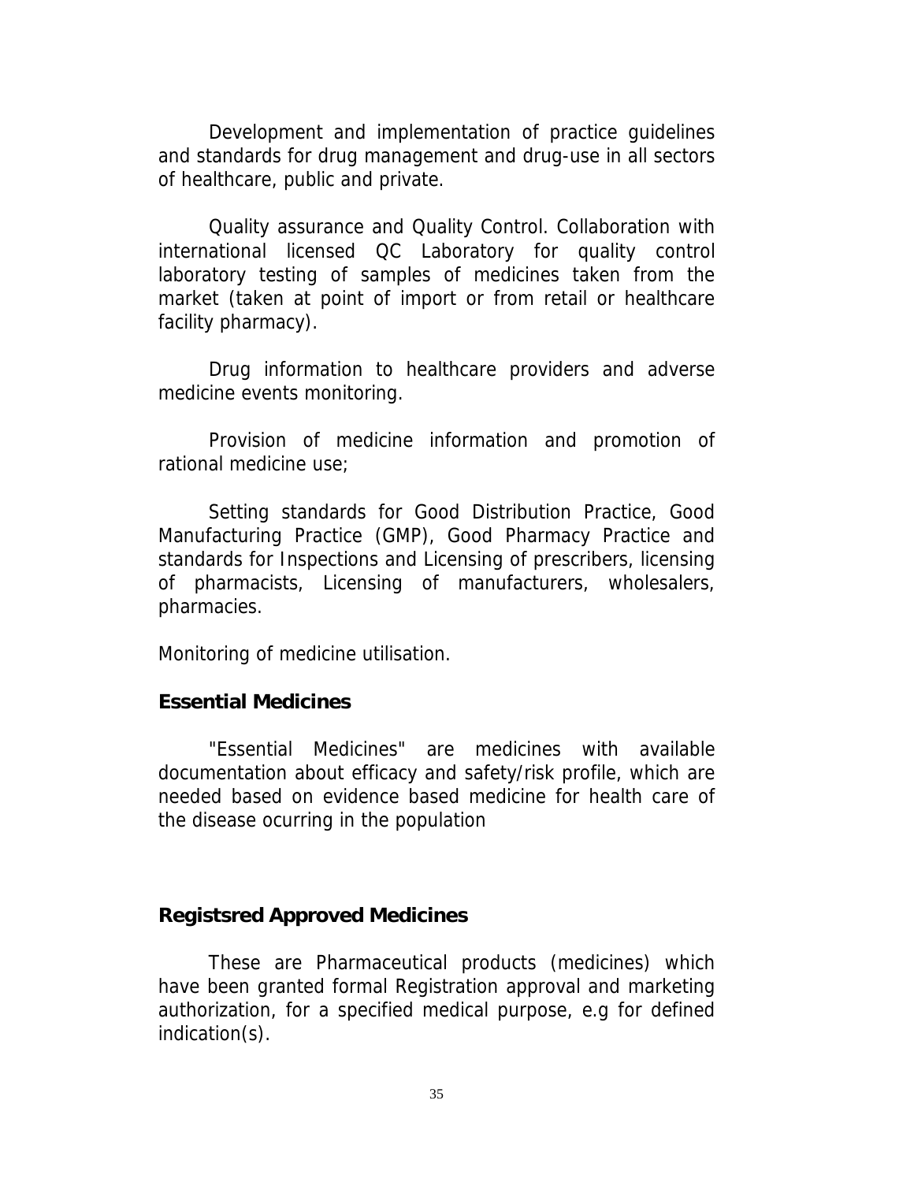Development and implementation of practice guidelines and standards for drug management and drug-use in all sectors of healthcare, public and private.

Quality assurance and Quality Control. Collaboration with international licensed QC Laboratory for quality control laboratory testing of samples of medicines taken from the market (taken at point of import or from retail or healthcare facility pharmacy).

Drug information to healthcare providers and adverse medicine events monitoring.

Provision of medicine information and promotion of rational medicine use;

Setting standards for Good Distribution Practice, Good Manufacturing Practice (GMP), Good Pharmacy Practice and standards for Inspections and Licensing of prescribers, licensing of pharmacists, Licensing of manufacturers, wholesalers, pharmacies.

Monitoring of medicine utilisation.

**Essential Medicines**

"Essential Medicines" are medicines with available documentation about efficacy and safety/risk profile, which are needed based on evidence based medicine for health care of the disease ocurring in the population

**Registsred Approved Medicines**

These are Pharmaceutical products (medicines) which have been granted formal Registration approval and marketing authorization, for a specified medical purpose, e.g for defined indication(s).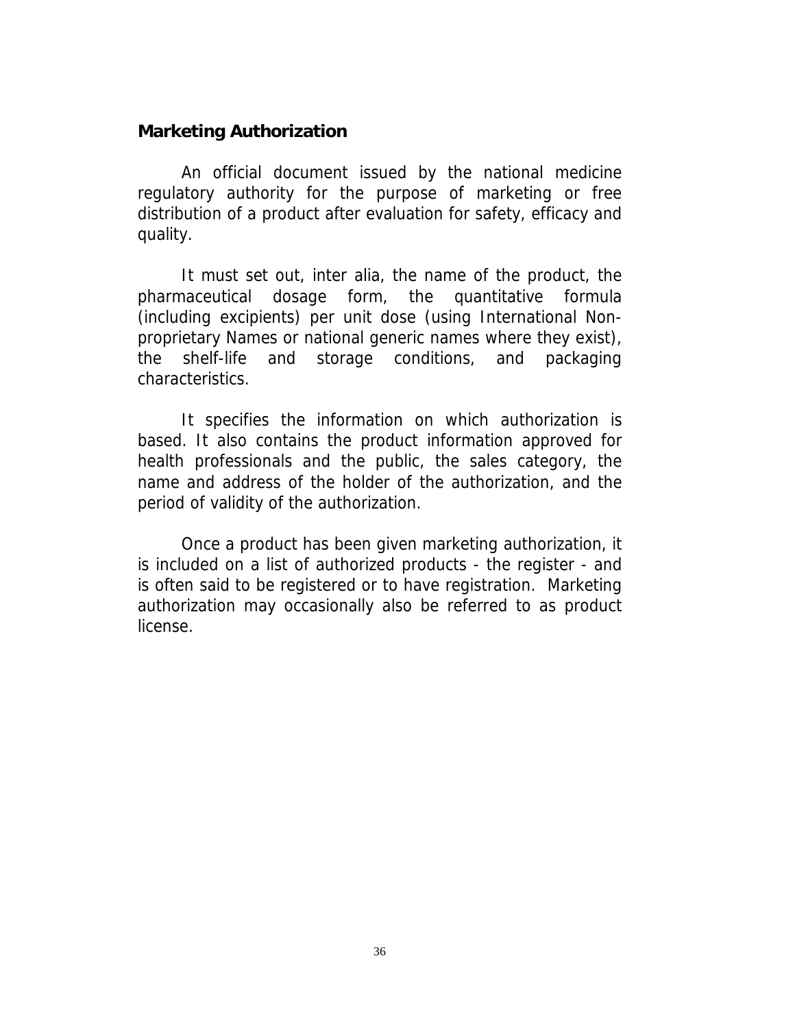## Marketing Authorization

An official document issued by the national medicine regulatory authority for the purpose of marketing or free distribution of a product after evaluation for safety, efficacy and quality.

It must set out, inter alia, the name of the product, the pharmaceutical dosage form, the quantitative formula (including excipients) per unit dose (using International Non-proprietary Names or national generic names where they exist), the shelf-life and storage conditions, and packaging characteristics.

It specifies the information on which authorization is based. It also contains the product information approved for health professionals and the public, the sales category, the name and address of the holder of the authorization, and the period of validity of the authorization.

Once a product has been given marketing authorization, it is included on a list of authorized products - the register - and is often said to be registered or to have registration. Marketing authorization may occasionally also be referred to as product license.